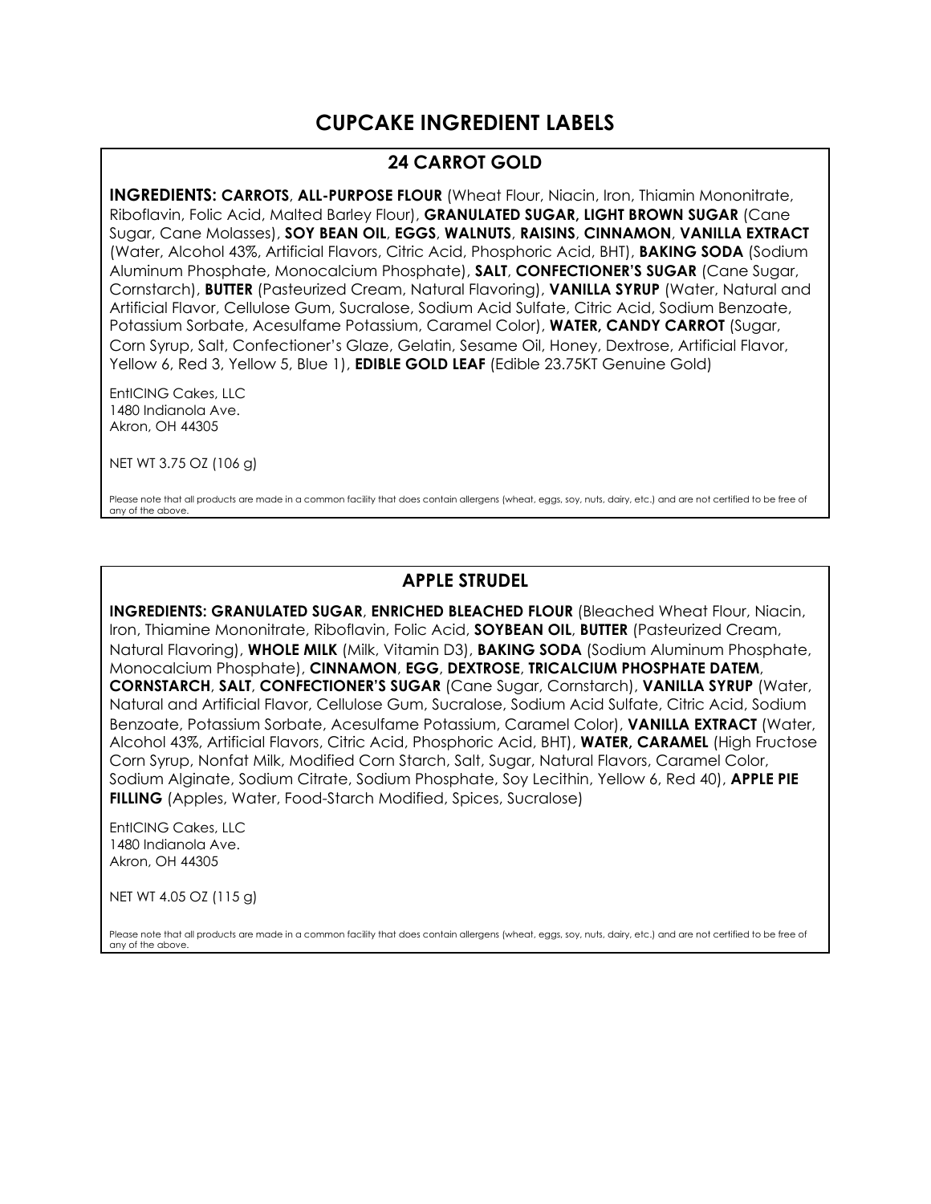# CUPCAKE INGREDIENT LABELS

## 24 CARROT GOLD

**INGREDIENTS: CARROTS**, **ALL-PURPOSE FLOUR** (Wheat Flour, Niacin, Iron, Thiamin Mononitrate, Riboflavin, Folic Acid, Malted Barley Flour), **GRANULATED SUGAR, LIGHT BROWN SUGAR** (Cane Sugar, Cane Molasses), **SOY BEAN OIL**, **EGGS**, **WALNUTS**, **RAISINS**, **CINNAMON**, **VANILLA EXTRACT** (Water, Alcohol 43%, Artificial Flavors, Citric Acid, Phosphoric Acid, BHT), **BAKING SODA** (Sodium Aluminum Phosphate, Monocalcium Phosphate), **SALT**, **CONFECTIONER'S SUGAR** (Cane Sugar, Cornstarch), **BUTTER** (Pasteurized Cream, Natural Flavoring), **VANILLA SYRUP** (Water, Natural and Artificial Flavor, Cellulose Gum, Sucralose, Sodium Acid Sulfate, Citric Acid, Sodium Benzoate, Potassium Sorbate, Acesulfame Potassium, Caramel Color), **WATER, CANDY CARROT** (Sugar, Corn Syrup, Salt, Confectioner's Glaze, Gelatin, Sesame Oil, Honey, Dextrose, Artificial Flavor, Yellow 6, Red 3, Yellow 5, Blue 1), **EDIBLE GOLD LEAF** (Edible 23.75KT Genuine Gold)

EntICING Cakes, LLC
1480 Indianola Ave.
Akron, OH 44305

NET WT 3.75 OZ (106 g)

Please note that all products are made in a common facility that does contain allergens (wheat, eggs, soy, nuts, dairy, etc.) and are not certified to be free of any of the above.

## APPLE STRUDEL

**INGREDIENTS: GRANULATED SUGAR**, **ENRICHED BLEACHED FLOUR** (Bleached Wheat Flour, Niacin, Iron, Thiamine Mononitrate, Riboflavin, Folic Acid, **SOYBEAN OIL**, **BUTTER** (Pasteurized Cream, Natural Flavoring), **WHOLE MILK** (Milk, Vitamin D3), **BAKING SODA** (Sodium Aluminum Phosphate, Monocalcium Phosphate), **CINNAMON**, **EGG**, **DEXTROSE**, **TRICALCIUM PHOSPHATE DATEM**, **CORNSTARCH**, **SALT**, **CONFECTIONER'S SUGAR** (Cane Sugar, Cornstarch), **VANILLA SYRUP** (Water, Natural and Artificial Flavor, Cellulose Gum, Sucralose, Sodium Acid Sulfate, Citric Acid, Sodium Benzoate, Potassium Sorbate, Acesulfame Potassium, Caramel Color), **VANILLA EXTRACT** (Water, Alcohol 43%, Artificial Flavors, Citric Acid, Phosphoric Acid, BHT), **WATER, CARAMEL** (High Fructose Corn Syrup, Nonfat Milk, Modified Corn Starch, Salt, Sugar, Natural Flavors, Caramel Color, Sodium Alginate, Sodium Citrate, Sodium Phosphate, Soy Lecithin, Yellow 6, Red 40), **APPLE PIE FILLING** (Apples, Water, Food-Starch Modified, Spices, Sucralose)

EntICING Cakes, LLC
1480 Indianola Ave.
Akron, OH 44305

NET WT 4.05 OZ (115 g)

Please note that all products are made in a common facility that does contain allergens (wheat, eggs, soy, nuts, dairy, etc.) and are not certified to be free of any of the above.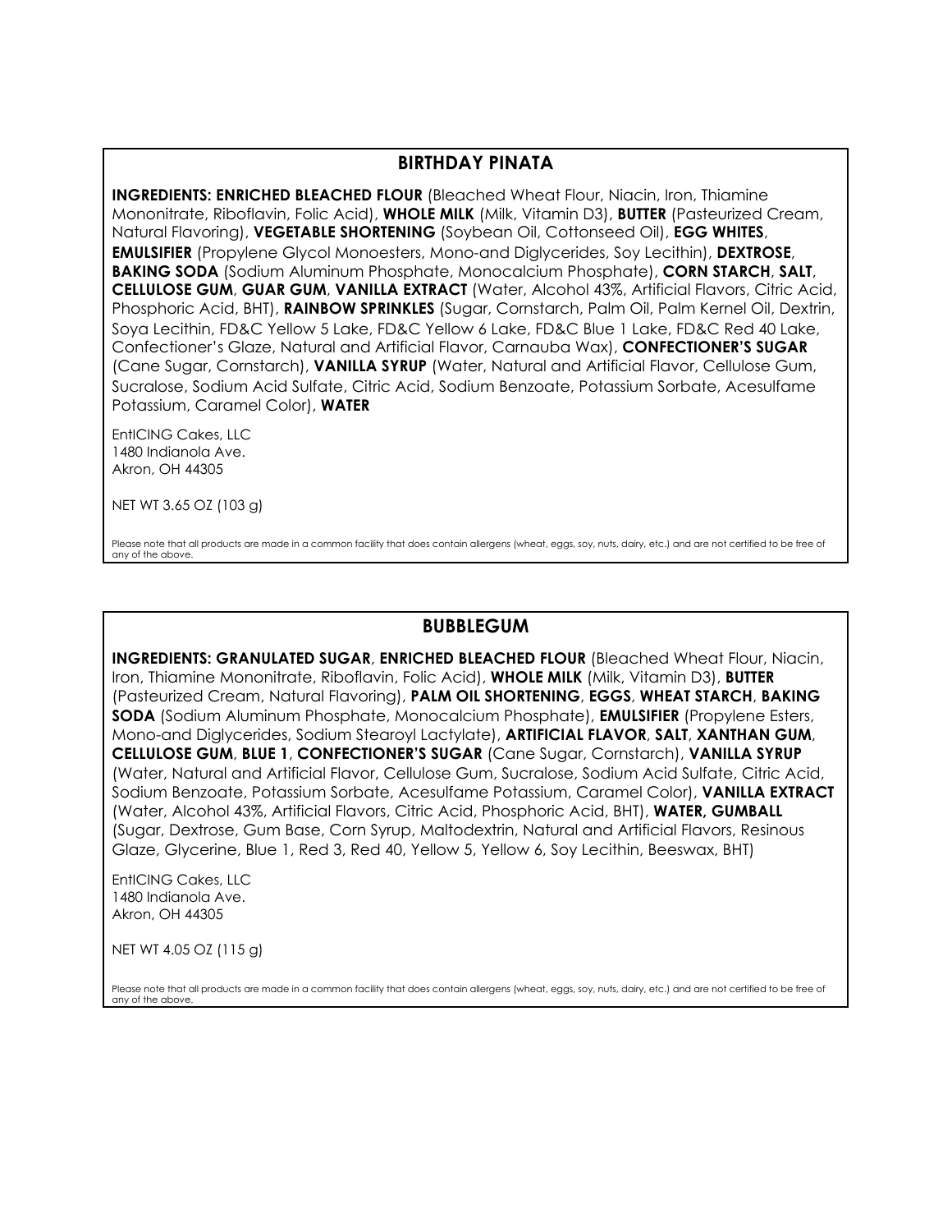## BIRTHDAY PINATA

**INGREDIENTS: ENRICHED BLEACHED FLOUR** (Bleached Wheat Flour, Niacin, Iron, Thiamine Mononitrate, Riboflavin, Folic Acid), **WHOLE MILK** (Milk, Vitamin D3), **BUTTER** (Pasteurized Cream, Natural Flavoring), **VEGETABLE SHORTENING** (Soybean Oil, Cottonseed Oil), **EGG WHITES**, **EMULSIFIER** (Propylene Glycol Monoesters, Mono-and Diglycerides, Soy Lecithin), **DEXTROSE**, **BAKING SODA** (Sodium Aluminum Phosphate, Monocalcium Phosphate), **CORN STARCH**, **SALT**, **CELLULOSE GUM**, **GUAR GUM**, **VANILLA EXTRACT** (Water, Alcohol 43%, Artificial Flavors, Citric Acid, Phosphoric Acid, BHT), **RAINBOW SPRINKLES** (Sugar, Cornstarch, Palm Oil, Palm Kernel Oil, Dextrin, Soya Lecithin, FD&C Yellow 5 Lake, FD&C Yellow 6 Lake, FD&C Blue 1 Lake, FD&C Red 40 Lake, Confectioner's Glaze, Natural and Artificial Flavor, Carnauba Wax), **CONFECTIONER'S SUGAR** (Cane Sugar, Cornstarch), **VANILLA SYRUP** (Water, Natural and Artificial Flavor, Cellulose Gum, Sucralose, Sodium Acid Sulfate, Citric Acid, Sodium Benzoate, Potassium Sorbate, Acesulfame Potassium, Caramel Color), **WATER**

EntICING Cakes, LLC
1480 Indianola Ave.
Akron, OH 44305

NET WT 3.65 OZ (103 g)

Please note that all products are made in a common facility that does contain allergens (wheat, eggs, soy, nuts, dairy, etc.) and are not certified to be free of any of the above.

## BUBBLEGUM

**INGREDIENTS: GRANULATED SUGAR**, **ENRICHED BLEACHED FLOUR** (Bleached Wheat Flour, Niacin, Iron, Thiamine Mononitrate, Riboflavin, Folic Acid), **WHOLE MILK** (Milk, Vitamin D3), **BUTTER** (Pasteurized Cream, Natural Flavoring), **PALM OIL SHORTENING**, **EGGS**, **WHEAT STARCH**, **BAKING SODA** (Sodium Aluminum Phosphate, Monocalcium Phosphate), **EMULSIFIER** (Propylene Esters, Mono-and Diglycerides, Sodium Stearoyl Lactylate), **ARTIFICIAL FLAVOR**, **SALT**, **XANTHAN GUM**, **CELLULOSE GUM**, **BLUE 1**, **CONFECTIONER'S SUGAR** (Cane Sugar, Cornstarch), **VANILLA SYRUP** (Water, Natural and Artificial Flavor, Cellulose Gum, Sucralose, Sodium Acid Sulfate, Citric Acid, Sodium Benzoate, Potassium Sorbate, Acesulfame Potassium, Caramel Color), **VANILLA EXTRACT** (Water, Alcohol 43%, Artificial Flavors, Citric Acid, Phosphoric Acid, BHT), **WATER, GUMBALL** (Sugar, Dextrose, Gum Base, Corn Syrup, Maltodextrin, Natural and Artificial Flavors, Resinous Glaze, Glycerine, Blue 1, Red 3, Red 40, Yellow 5, Yellow 6, Soy Lecithin, Beeswax, BHT)

EntICING Cakes, LLC
1480 Indianola Ave.
Akron, OH 44305

NET WT 4.05 OZ (115 g)

Please note that all products are made in a common facility that does contain allergens (wheat, eggs, soy, nuts, dairy, etc.) and are not certified to be free of any of the above.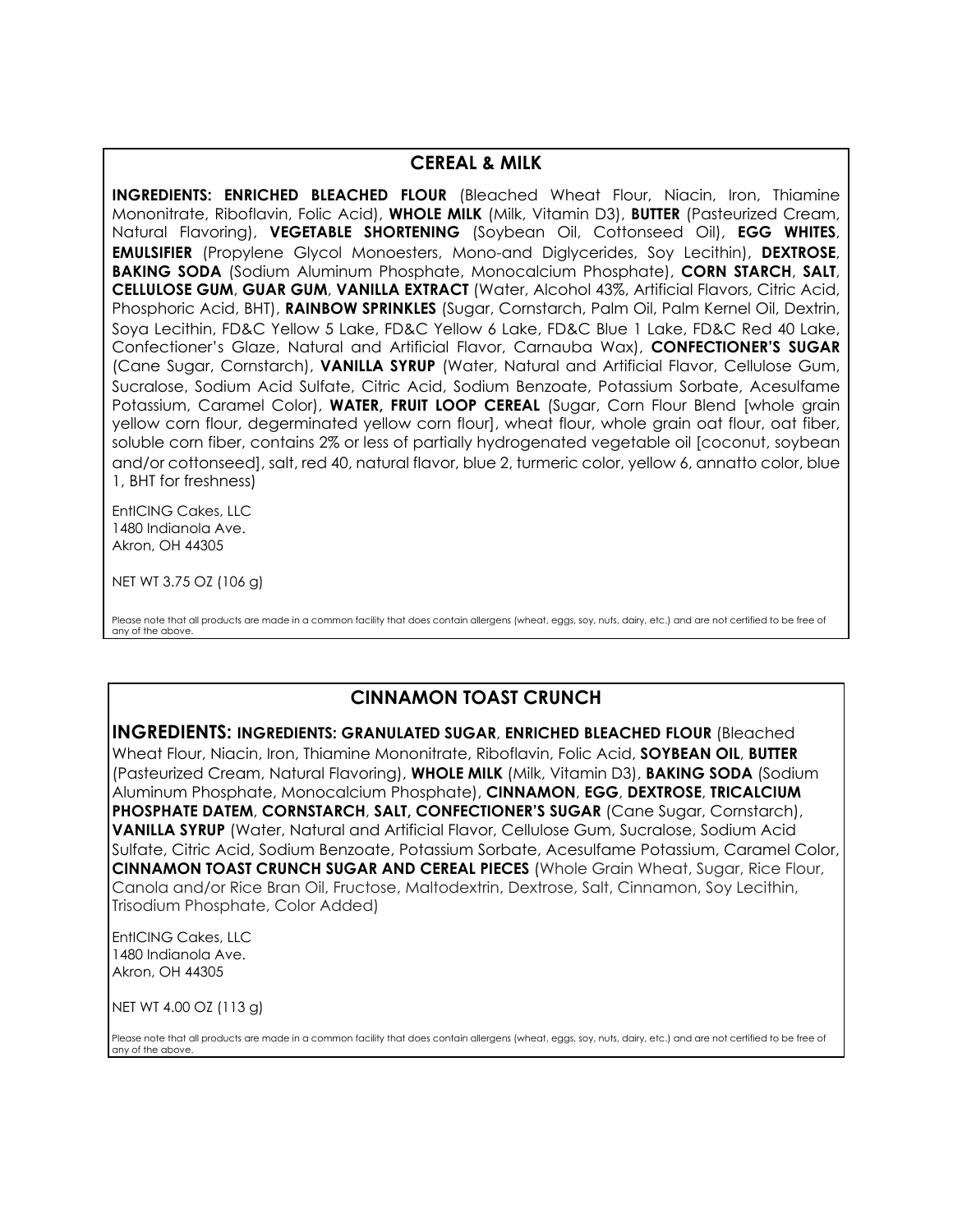## CEREAL & MILK

**INGREDIENTS: ENRICHED BLEACHED FLOUR** (Bleached Wheat Flour, Niacin, Iron, Thiamine Mononitrate, Riboflavin, Folic Acid), **WHOLE MILK** (Milk, Vitamin D3), **BUTTER** (Pasteurized Cream, Natural Flavoring), **VEGETABLE SHORTENING** (Soybean Oil, Cottonseed Oil), **EGG WHITES**, **EMULSIFIER** (Propylene Glycol Monoesters, Mono-and Diglycerides, Soy Lecithin), **DEXTROSE**, **BAKING SODA** (Sodium Aluminum Phosphate, Monocalcium Phosphate), **CORN STARCH**, **SALT**, **CELLULOSE GUM**, **GUAR GUM**, **VANILLA EXTRACT** (Water, Alcohol 43%, Artificial Flavors, Citric Acid, Phosphoric Acid, BHT), **RAINBOW SPRINKLES** (Sugar, Cornstarch, Palm Oil, Palm Kernel Oil, Dextrin, Soya Lecithin, FD&C Yellow 5 Lake, FD&C Yellow 6 Lake, FD&C Blue 1 Lake, FD&C Red 40 Lake, Confectioner's Glaze, Natural and Artificial Flavor, Carnauba Wax), **CONFECTIONER'S SUGAR** (Cane Sugar, Cornstarch), **VANILLA SYRUP** (Water, Natural and Artificial Flavor, Cellulose Gum, Sucralose, Sodium Acid Sulfate, Citric Acid, Sodium Benzoate, Potassium Sorbate, Acesulfame Potassium, Caramel Color), **WATER, FRUIT LOOP CEREAL** (Sugar, Corn Flour Blend [whole grain yellow corn flour, degerminated yellow corn flour], wheat flour, whole grain oat flour, oat fiber, soluble corn fiber, contains 2% or less of partially hydrogenated vegetable oil [coconut, soybean and/or cottonseed], salt, red 40, natural flavor, blue 2, turmeric color, yellow 6, annatto color, blue 1, BHT for freshness)

EntICING Cakes, LLC
1480 Indianola Ave.
Akron, OH 44305

NET WT 3.75 OZ (106 g)

Please note that all products are made in a common facility that does contain allergens (wheat, eggs, soy, nuts, dairy, etc.) and are not certified to be free of any of the above.

## CINNAMON TOAST CRUNCH

**INGREDIENTS: INGREDIENTS: GRANULATED SUGAR**, **ENRICHED BLEACHED FLOUR** (Bleached Wheat Flour, Niacin, Iron, Thiamine Mononitrate, Riboflavin, Folic Acid, **SOYBEAN OIL**, **BUTTER** (Pasteurized Cream, Natural Flavoring), **WHOLE MILK** (Milk, Vitamin D3), **BAKING SODA** (Sodium Aluminum Phosphate, Monocalcium Phosphate), **CINNAMON**, **EGG**, **DEXTROSE**, **TRICALCIUM PHOSPHATE DATEM**, **CORNSTARCH**, **SALT, CONFECTIONER'S SUGAR** (Cane Sugar, Cornstarch), **VANILLA SYRUP** (Water, Natural and Artificial Flavor, Cellulose Gum, Sucralose, Sodium Acid Sulfate, Citric Acid, Sodium Benzoate, Potassium Sorbate, Acesulfame Potassium, Caramel Color, **CINNAMON TOAST CRUNCH SUGAR AND CEREAL PIECES** (Whole Grain Wheat, Sugar, Rice Flour, Canola and/or Rice Bran Oil, Fructose, Maltodextrin, Dextrose, Salt, Cinnamon, Soy Lecithin, Trisodium Phosphate, Color Added)

EntICING Cakes, LLC
1480 Indianola Ave.
Akron, OH 44305

NET WT 4.00 OZ (113 g)

Please note that all products are made in a common facility that does contain allergens (wheat, eggs, soy, nuts, dairy, etc.) and are not certified to be free of any of the above.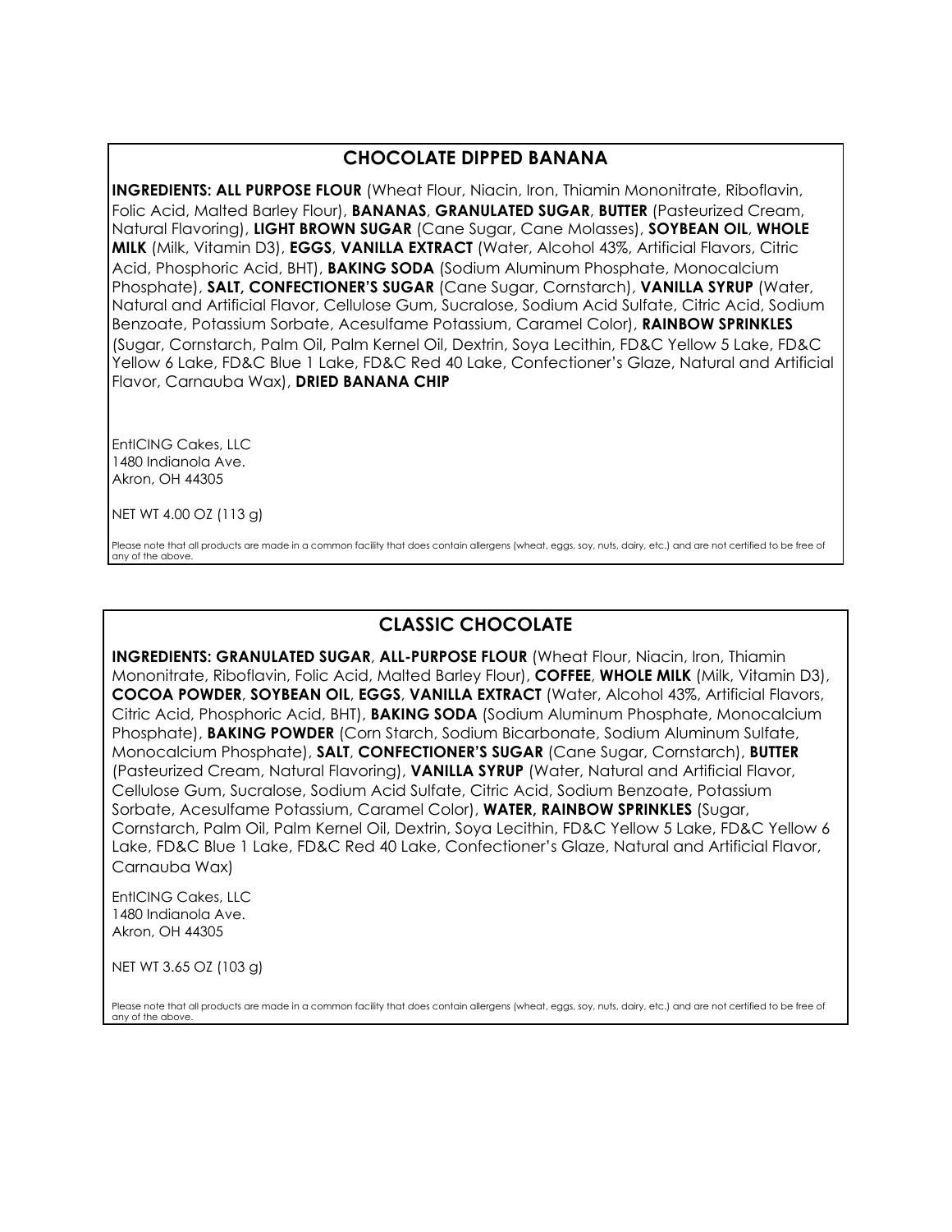## CHOCOLATE DIPPED BANANA

**INGREDIENTS: ALL PURPOSE FLOUR** (Wheat Flour, Niacin, Iron, Thiamin Mononitrate, Riboflavin, Folic Acid, Malted Barley Flour), **BANANAS**, **GRANULATED SUGAR**, **BUTTER** (Pasteurized Cream, Natural Flavoring), **LIGHT BROWN SUGAR** (Cane Sugar, Cane Molasses), **SOYBEAN OIL**, **WHOLE MILK** (Milk, Vitamin D3), **EGGS**, **VANILLA EXTRACT** (Water, Alcohol 43%, Artificial Flavors, Citric Acid, Phosphoric Acid, BHT), **BAKING SODA** (Sodium Aluminum Phosphate, Monocalcium Phosphate), **SALT, CONFECTIONER'S SUGAR** (Cane Sugar, Cornstarch), **VANILLA SYRUP** (Water, Natural and Artificial Flavor, Cellulose Gum, Sucralose, Sodium Acid Sulfate, Citric Acid, Sodium Benzoate, Potassium Sorbate, Acesulfame Potassium, Caramel Color), **RAINBOW SPRINKLES** (Sugar, Cornstarch, Palm Oil, Palm Kernel Oil, Dextrin, Soya Lecithin, FD&C Yellow 5 Lake, FD&C Yellow 6 Lake, FD&C Blue 1 Lake, FD&C Red 40 Lake, Confectioner's Glaze, Natural and Artificial Flavor, Carnauba Wax), **DRIED BANANA CHIP**

EntICING Cakes, LLC
1480 Indianola Ave.
Akron, OH 44305

NET WT 4.00 OZ (113 g)

Please note that all products are made in a common facility that does contain allergens (wheat, eggs, soy, nuts, dairy, etc.) and are not certified to be free of any of the above.

## CLASSIC CHOCOLATE

**INGREDIENTS: GRANULATED SUGAR**, **ALL-PURPOSE FLOUR** (Wheat Flour, Niacin, Iron, Thiamin Mononitrate, Riboflavin, Folic Acid, Malted Barley Flour), **COFFEE**, **WHOLE MILK** (Milk, Vitamin D3), **COCOA POWDER**, **SOYBEAN OIL**, **EGGS**, **VANILLA EXTRACT** (Water, Alcohol 43%, Artificial Flavors, Citric Acid, Phosphoric Acid, BHT), **BAKING SODA** (Sodium Aluminum Phosphate, Monocalcium Phosphate), **BAKING POWDER** (Corn Starch, Sodium Bicarbonate, Sodium Aluminum Sulfate, Monocalcium Phosphate), **SALT**, **CONFECTIONER'S SUGAR** (Cane Sugar, Cornstarch), **BUTTER** (Pasteurized Cream, Natural Flavoring), **VANILLA SYRUP** (Water, Natural and Artificial Flavor, Cellulose Gum, Sucralose, Sodium Acid Sulfate, Citric Acid, Sodium Benzoate, Potassium Sorbate, Acesulfame Potassium, Caramel Color), **WATER, RAINBOW SPRINKLES** (Sugar, Cornstarch, Palm Oil, Palm Kernel Oil, Dextrin, Soya Lecithin, FD&C Yellow 5 Lake, FD&C Yellow 6 Lake, FD&C Blue 1 Lake, FD&C Red 40 Lake, Confectioner's Glaze, Natural and Artificial Flavor, Carnauba Wax)

EntICING Cakes, LLC
1480 Indianola Ave.
Akron, OH 44305

NET WT 3.65 OZ (103 g)

Please note that all products are made in a common facility that does contain allergens (wheat, eggs, soy, nuts, dairy, etc.) and are not certified to be free of any of the above.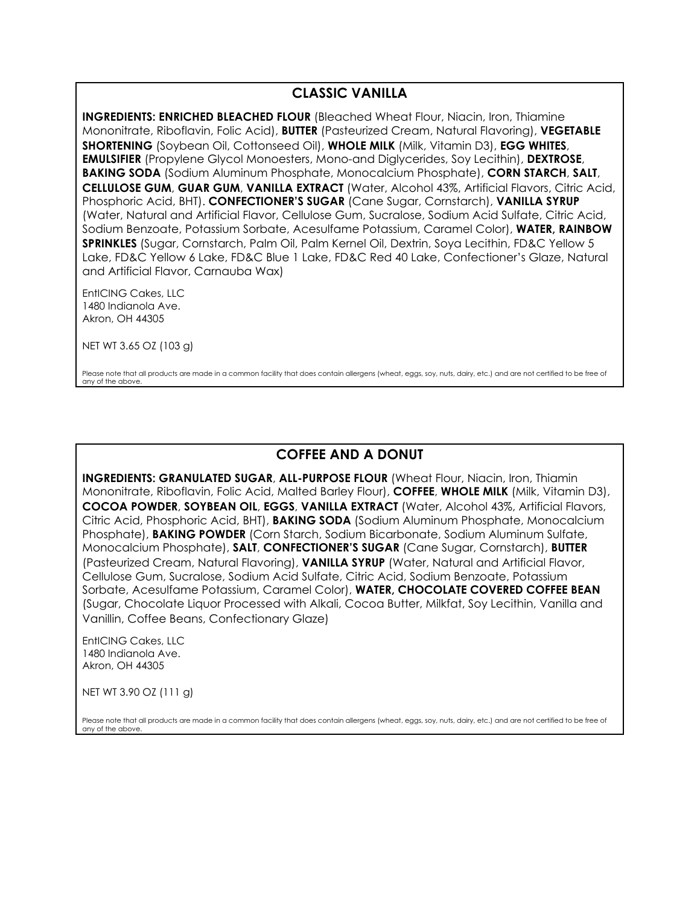## CLASSIC VANILLA

**INGREDIENTS: ENRICHED BLEACHED FLOUR** (Bleached Wheat Flour, Niacin, Iron, Thiamine Mononitrate, Riboflavin, Folic Acid), **BUTTER** (Pasteurized Cream, Natural Flavoring), **VEGETABLE SHORTENING** (Soybean Oil, Cottonseed Oil), **WHOLE MILK** (Milk, Vitamin D3), **EGG WHITES**, **EMULSIFIER** (Propylene Glycol Monoesters, Mono-and Diglycerides, Soy Lecithin), **DEXTROSE**, **BAKING SODA** (Sodium Aluminum Phosphate, Monocalcium Phosphate), **CORN STARCH**, **SALT**, **CELLULOSE GUM**, **GUAR GUM**, **VANILLA EXTRACT** (Water, Alcohol 43%, Artificial Flavors, Citric Acid, Phosphoric Acid, BHT). **CONFECTIONER'S SUGAR** (Cane Sugar, Cornstarch), **VANILLA SYRUP** (Water, Natural and Artificial Flavor, Cellulose Gum, Sucralose, Sodium Acid Sulfate, Citric Acid, Sodium Benzoate, Potassium Sorbate, Acesulfame Potassium, Caramel Color), **WATER, RAINBOW SPRINKLES** (Sugar, Cornstarch, Palm Oil, Palm Kernel Oil, Dextrin, Soya Lecithin, FD&C Yellow 5 Lake, FD&C Yellow 6 Lake, FD&C Blue 1 Lake, FD&C Red 40 Lake, Confectioner's Glaze, Natural and Artificial Flavor, Carnauba Wax)

EntICING Cakes, LLC
1480 Indianola Ave.
Akron, OH 44305

NET WT 3.65 OZ (103 g)

Please note that all products are made in a common facility that does contain allergens (wheat, eggs, soy, nuts, dairy, etc.) and are not certified to be free of any of the above.

## COFFEE AND A DONUT

**INGREDIENTS: GRANULATED SUGAR**, **ALL-PURPOSE FLOUR** (Wheat Flour, Niacin, Iron, Thiamin Mononitrate, Riboflavin, Folic Acid, Malted Barley Flour), **COFFEE**, **WHOLE MILK** (Milk, Vitamin D3), **COCOA POWDER**, **SOYBEAN OIL**, **EGGS**, **VANILLA EXTRACT** (Water, Alcohol 43%, Artificial Flavors, Citric Acid, Phosphoric Acid, BHT), **BAKING SODA** (Sodium Aluminum Phosphate, Monocalcium Phosphate), **BAKING POWDER** (Corn Starch, Sodium Bicarbonate, Sodium Aluminum Sulfate, Monocalcium Phosphate), **SALT**, **CONFECTIONER'S SUGAR** (Cane Sugar, Cornstarch), **BUTTER** (Pasteurized Cream, Natural Flavoring), **VANILLA SYRUP** (Water, Natural and Artificial Flavor, Cellulose Gum, Sucralose, Sodium Acid Sulfate, Citric Acid, Sodium Benzoate, Potassium Sorbate, Acesulfame Potassium, Caramel Color), **WATER, CHOCOLATE COVERED COFFEE BEAN** (Sugar, Chocolate Liquor Processed with Alkali, Cocoa Butter, Milkfat, Soy Lecithin, Vanilla and Vanillin, Coffee Beans, Confectionary Glaze)

EntICING Cakes, LLC
1480 Indianola Ave.
Akron, OH 44305

NET WT 3.90 OZ (111 g)

Please note that all products are made in a common facility that does contain allergens (wheat, eggs, soy, nuts, dairy, etc.) and are not certified to be free of any of the above.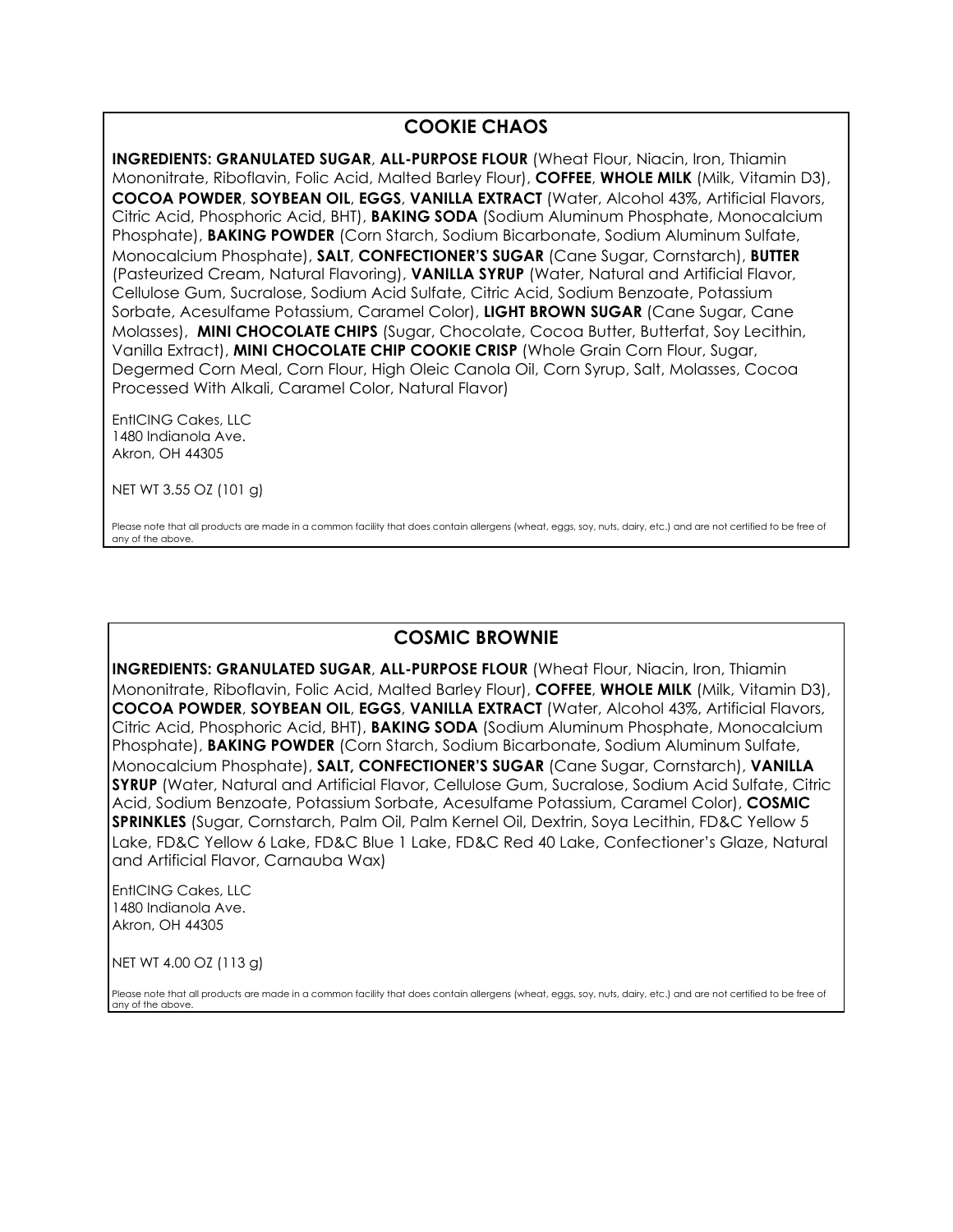## COOKIE CHAOS

**INGREDIENTS: GRANULATED SUGAR**, **ALL-PURPOSE FLOUR** (Wheat Flour, Niacin, Iron, Thiamin Mononitrate, Riboflavin, Folic Acid, Malted Barley Flour), **COFFEE**, **WHOLE MILK** (Milk, Vitamin D3), **COCOA POWDER**, **SOYBEAN OIL**, **EGGS**, **VANILLA EXTRACT** (Water, Alcohol 43%, Artificial Flavors, Citric Acid, Phosphoric Acid, BHT), **BAKING SODA** (Sodium Aluminum Phosphate, Monocalcium Phosphate), **BAKING POWDER** (Corn Starch, Sodium Bicarbonate, Sodium Aluminum Sulfate, Monocalcium Phosphate), **SALT**, **CONFECTIONER'S SUGAR** (Cane Sugar, Cornstarch), **BUTTER** (Pasteurized Cream, Natural Flavoring), **VANILLA SYRUP** (Water, Natural and Artificial Flavor, Cellulose Gum, Sucralose, Sodium Acid Sulfate, Citric Acid, Sodium Benzoate, Potassium Sorbate, Acesulfame Potassium, Caramel Color), **LIGHT BROWN SUGAR** (Cane Sugar, Cane Molasses), **MINI CHOCOLATE CHIPS** (Sugar, Chocolate, Cocoa Butter, Butterfat, Soy Lecithin, Vanilla Extract), **MINI CHOCOLATE CHIP COOKIE CRISP** (Whole Grain Corn Flour, Sugar, Degermed Corn Meal, Corn Flour, High Oleic Canola Oil, Corn Syrup, Salt, Molasses, Cocoa Processed With Alkali, Caramel Color, Natural Flavor)

EntICING Cakes, LLC
1480 Indianola Ave.
Akron, OH 44305

NET WT 3.55 OZ (101 g)

Please note that all products are made in a common facility that does contain allergens (wheat, eggs, soy, nuts, dairy, etc.) and are not certified to be free of any of the above.

## COSMIC BROWNIE

**INGREDIENTS: GRANULATED SUGAR**, **ALL-PURPOSE FLOUR** (Wheat Flour, Niacin, Iron, Thiamin Mononitrate, Riboflavin, Folic Acid, Malted Barley Flour), **COFFEE**, **WHOLE MILK** (Milk, Vitamin D3), **COCOA POWDER**, **SOYBEAN OIL**, **EGGS**, **VANILLA EXTRACT** (Water, Alcohol 43%, Artificial Flavors, Citric Acid, Phosphoric Acid, BHT), **BAKING SODA** (Sodium Aluminum Phosphate, Monocalcium Phosphate), **BAKING POWDER** (Corn Starch, Sodium Bicarbonate, Sodium Aluminum Sulfate, Monocalcium Phosphate), **SALT, CONFECTIONER'S SUGAR** (Cane Sugar, Cornstarch), **VANILLA SYRUP** (Water, Natural and Artificial Flavor, Cellulose Gum, Sucralose, Sodium Acid Sulfate, Citric Acid, Sodium Benzoate, Potassium Sorbate, Acesulfame Potassium, Caramel Color), **COSMIC SPRINKLES** (Sugar, Cornstarch, Palm Oil, Palm Kernel Oil, Dextrin, Soya Lecithin, FD&C Yellow 5 Lake, FD&C Yellow 6 Lake, FD&C Blue 1 Lake, FD&C Red 40 Lake, Confectioner's Glaze, Natural and Artificial Flavor, Carnauba Wax)

EntICING Cakes, LLC
1480 Indianola Ave.
Akron, OH 44305

NET WT 4.00 OZ (113 g)

Please note that all products are made in a common facility that does contain allergens (wheat, eggs, soy, nuts, dairy, etc.) and are not certified to be free of any of the above.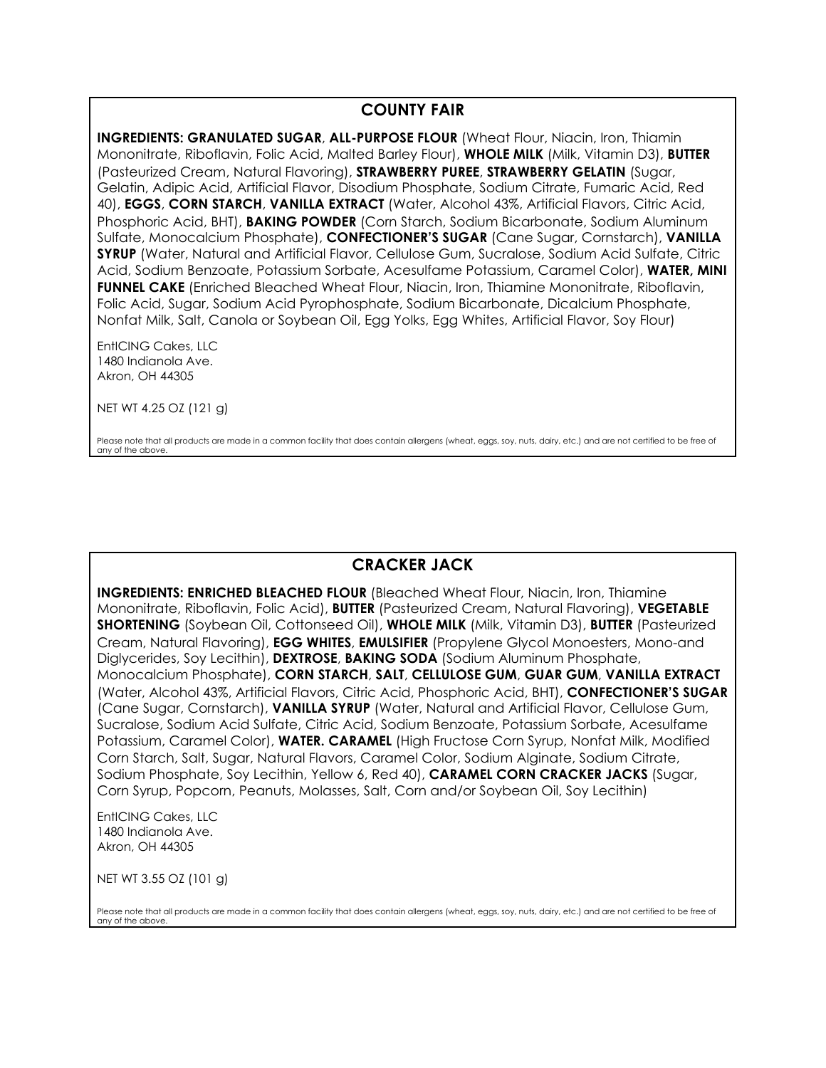## COUNTY FAIR

**INGREDIENTS: GRANULATED SUGAR**, **ALL-PURPOSE FLOUR** (Wheat Flour, Niacin, Iron, Thiamin Mononitrate, Riboflavin, Folic Acid, Malted Barley Flour), **WHOLE MILK** (Milk, Vitamin D3), **BUTTER** (Pasteurized Cream, Natural Flavoring), **STRAWBERRY PUREE**, **STRAWBERRY GELATIN** (Sugar, Gelatin, Adipic Acid, Artificial Flavor, Disodium Phosphate, Sodium Citrate, Fumaric Acid, Red 40), **EGGS**, **CORN STARCH**, **VANILLA EXTRACT** (Water, Alcohol 43%, Artificial Flavors, Citric Acid, Phosphoric Acid, BHT), **BAKING POWDER** (Corn Starch, Sodium Bicarbonate, Sodium Aluminum Sulfate, Monocalcium Phosphate), **CONFECTIONER'S SUGAR** (Cane Sugar, Cornstarch), **VANILLA SYRUP** (Water, Natural and Artificial Flavor, Cellulose Gum, Sucralose, Sodium Acid Sulfate, Citric Acid, Sodium Benzoate, Potassium Sorbate, Acesulfame Potassium, Caramel Color), **WATER, MINI FUNNEL CAKE** (Enriched Bleached Wheat Flour, Niacin, Iron, Thiamine Mononitrate, Riboflavin, Folic Acid, Sugar, Sodium Acid Pyrophosphate, Sodium Bicarbonate, Dicalcium Phosphate, Nonfat Milk, Salt, Canola or Soybean Oil, Egg Yolks, Egg Whites, Artificial Flavor, Soy Flour)

EntICING Cakes, LLC
1480 Indianola Ave.
Akron, OH 44305

NET WT 4.25 OZ (121 g)

Please note that all products are made in a common facility that does contain allergens (wheat, eggs, soy, nuts, dairy, etc.) and are not certified to be free of any of the above.

## CRACKER JACK

**INGREDIENTS: ENRICHED BLEACHED FLOUR** (Bleached Wheat Flour, Niacin, Iron, Thiamine Mononitrate, Riboflavin, Folic Acid), **BUTTER** (Pasteurized Cream, Natural Flavoring), **VEGETABLE SHORTENING** (Soybean Oil, Cottonseed Oil), **WHOLE MILK** (Milk, Vitamin D3), **BUTTER** (Pasteurized Cream, Natural Flavoring), **EGG WHITES**, **EMULSIFIER** (Propylene Glycol Monoesters, Mono-and Diglycerides, Soy Lecithin), **DEXTROSE**, **BAKING SODA** (Sodium Aluminum Phosphate, Monocalcium Phosphate), **CORN STARCH**, **SALT**, **CELLULOSE GUM**, **GUAR GUM**, **VANILLA EXTRACT** (Water, Alcohol 43%, Artificial Flavors, Citric Acid, Phosphoric Acid, BHT), **CONFECTIONER'S SUGAR** (Cane Sugar, Cornstarch), **VANILLA SYRUP** (Water, Natural and Artificial Flavor, Cellulose Gum, Sucralose, Sodium Acid Sulfate, Citric Acid, Sodium Benzoate, Potassium Sorbate, Acesulfame Potassium, Caramel Color), **WATER. CARAMEL** (High Fructose Corn Syrup, Nonfat Milk, Modified Corn Starch, Salt, Sugar, Natural Flavors, Caramel Color, Sodium Alginate, Sodium Citrate, Sodium Phosphate, Soy Lecithin, Yellow 6, Red 40), **CARAMEL CORN CRACKER JACKS** (Sugar, Corn Syrup, Popcorn, Peanuts, Molasses, Salt, Corn and/or Soybean Oil, Soy Lecithin)

EntICING Cakes, LLC
1480 Indianola Ave.
Akron, OH 44305

NET WT 3.55 OZ (101 g)

Please note that all products are made in a common facility that does contain allergens (wheat, eggs, soy, nuts, dairy, etc.) and are not certified to be free of any of the above.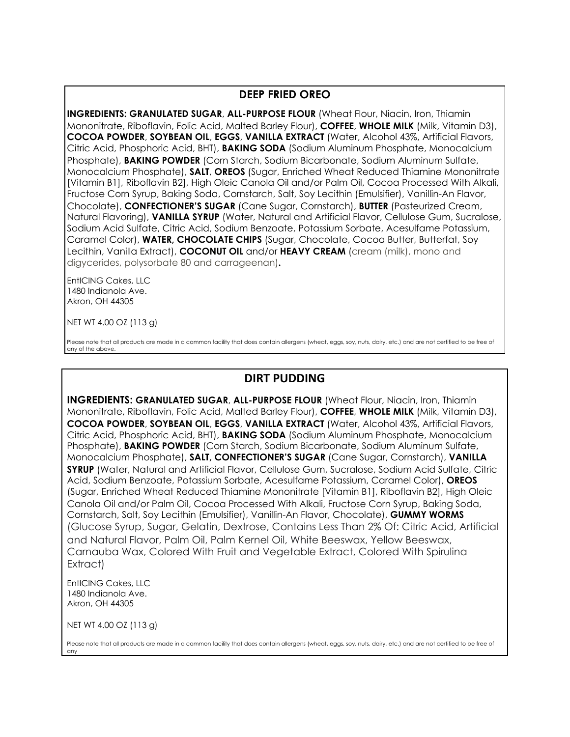## DEEP FRIED OREO

**INGREDIENTS: GRANULATED SUGAR**, **ALL-PURPOSE FLOUR** (Wheat Flour, Niacin, Iron, Thiamin Mononitrate, Riboflavin, Folic Acid, Malted Barley Flour), **COFFEE**, **WHOLE MILK** (Milk, Vitamin D3), **COCOA POWDER**, **SOYBEAN OIL**, **EGGS**, **VANILLA EXTRACT** (Water, Alcohol 43%, Artificial Flavors, Citric Acid, Phosphoric Acid, BHT), **BAKING SODA** (Sodium Aluminum Phosphate, Monocalcium Phosphate), **BAKING POWDER** (Corn Starch, Sodium Bicarbonate, Sodium Aluminum Sulfate, Monocalcium Phosphate), **SALT**, **OREOS** (Sugar, Enriched Wheat Reduced Thiamine Mononitrate [Vitamin B1], Riboflavin B2], High Oleic Canola Oil and/or Palm Oil, Cocoa Processed With Alkali, Fructose Corn Syrup, Baking Soda, Cornstarch, Salt, Soy Lecithin (Emulsifier), Vanillin-An Flavor, Chocolate), **CONFECTIONER'S SUGAR** (Cane Sugar, Cornstarch), **BUTTER** (Pasteurized Cream, Natural Flavoring), **VANILLA SYRUP** (Water, Natural and Artificial Flavor, Cellulose Gum, Sucralose, Sodium Acid Sulfate, Citric Acid, Sodium Benzoate, Potassium Sorbate, Acesulfame Potassium, Caramel Color), **WATER, CHOCOLATE CHIPS** (Sugar, Chocolate, Cocoa Butter, Butterfat, Soy Lecithin, Vanilla Extract), **COCONUT OIL** and/or **HEAVY CREAM** (cream (milk), mono and digycerides, polysorbate 80 and carrageenan)**.**

EntICING Cakes, LLC
1480 Indianola Ave.
Akron, OH 44305

NET WT 4.00 OZ (113 g)

Please note that all products are made in a common facility that does contain allergens (wheat, eggs, soy, nuts, dairy, etc.) and are not certified to be free of any of the above.

## DIRT PUDDING

**INGREDIENTS: GRANULATED SUGAR**, **ALL-PURPOSE FLOUR** (Wheat Flour, Niacin, Iron, Thiamin Mononitrate, Riboflavin, Folic Acid, Malted Barley Flour), **COFFEE**, **WHOLE MILK** (Milk, Vitamin D3), **COCOA POWDER**, **SOYBEAN OIL**, **EGGS**, **VANILLA EXTRACT** (Water, Alcohol 43%, Artificial Flavors, Citric Acid, Phosphoric Acid, BHT), **BAKING SODA** (Sodium Aluminum Phosphate, Monocalcium Phosphate), **BAKING POWDER** (Corn Starch, Sodium Bicarbonate, Sodium Aluminum Sulfate, Monocalcium Phosphate), **SALT, CONFECTIONER'S SUGAR** (Cane Sugar, Cornstarch), **VANILLA SYRUP** (Water, Natural and Artificial Flavor, Cellulose Gum, Sucralose, Sodium Acid Sulfate, Citric Acid, Sodium Benzoate, Potassium Sorbate, Acesulfame Potassium, Caramel Color), **OREOS** (Sugar, Enriched Wheat Reduced Thiamine Mononitrate [Vitamin B1], Riboflavin B2], High Oleic Canola Oil and/or Palm Oil, Cocoa Processed With Alkali, Fructose Corn Syrup, Baking Soda, Cornstarch, Salt, Soy Lecithin (Emulsifier), Vanillin-An Flavor, Chocolate), **GUMMY WORMS** (Glucose Syrup, Sugar, Gelatin, Dextrose, Contains Less Than 2% Of: Citric Acid, Artificial and Natural Flavor, Palm Oil, Palm Kernel Oil, White Beeswax, Yellow Beeswax, Carnauba Wax, Colored With Fruit and Vegetable Extract, Colored With Spirulina Extract)

EntICING Cakes, LLC
1480 Indianola Ave.
Akron, OH 44305

NET WT 4.00 OZ (113 g)

Please note that all products are made in a common facility that does contain allergens (wheat, eggs, soy, nuts, dairy, etc.) and are not certified to be free of any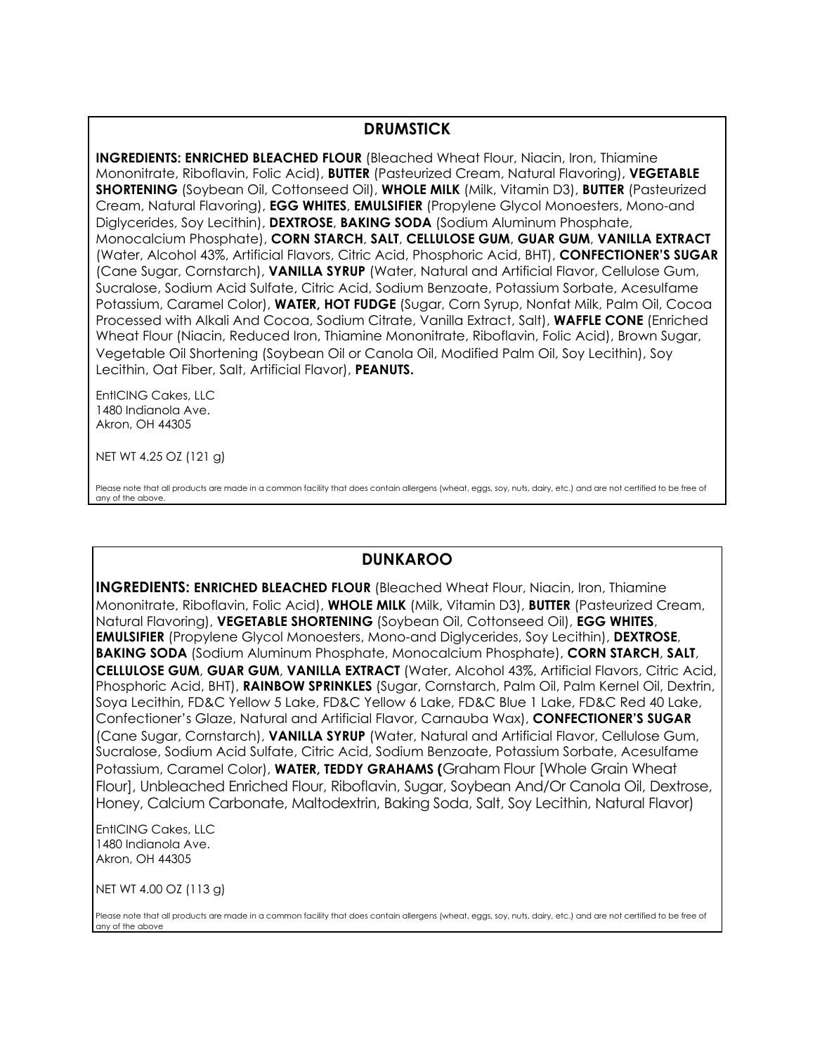## DRUMSTICK

**INGREDIENTS: ENRICHED BLEACHED FLOUR** (Bleached Wheat Flour, Niacin, Iron, Thiamine Mononitrate, Riboflavin, Folic Acid), **BUTTER** (Pasteurized Cream, Natural Flavoring), **VEGETABLE SHORTENING** (Soybean Oil, Cottonseed Oil), **WHOLE MILK** (Milk, Vitamin D3), **BUTTER** (Pasteurized Cream, Natural Flavoring), **EGG WHITES**, **EMULSIFIER** (Propylene Glycol Monoesters, Mono-and Diglycerides, Soy Lecithin), **DEXTROSE**, **BAKING SODA** (Sodium Aluminum Phosphate, Monocalcium Phosphate), **CORN STARCH**, **SALT**, **CELLULOSE GUM**, **GUAR GUM**, **VANILLA EXTRACT** (Water, Alcohol 43%, Artificial Flavors, Citric Acid, Phosphoric Acid, BHT), **CONFECTIONER'S SUGAR** (Cane Sugar, Cornstarch), **VANILLA SYRUP** (Water, Natural and Artificial Flavor, Cellulose Gum, Sucralose, Sodium Acid Sulfate, Citric Acid, Sodium Benzoate, Potassium Sorbate, Acesulfame Potassium, Caramel Color), **WATER, HOT FUDGE** (Sugar, Corn Syrup, Nonfat Milk, Palm Oil, Cocoa Processed with Alkali And Cocoa, Sodium Citrate, Vanilla Extract, Salt), **WAFFLE CONE** (Enriched Wheat Flour (Niacin, Reduced Iron, Thiamine Mononitrate, Riboflavin, Folic Acid), Brown Sugar, Vegetable Oil Shortening (Soybean Oil or Canola Oil, Modified Palm Oil, Soy Lecithin), Soy Lecithin, Oat Fiber, Salt, Artificial Flavor), **PEANUTS.**

EntICING Cakes, LLC
1480 Indianola Ave.
Akron, OH 44305

NET WT 4.25 OZ (121 g)

Please note that all products are made in a common facility that does contain allergens (wheat, eggs, soy, nuts, dairy, etc.) and are not certified to be free of any of the above.

## DUNKAROO

**INGREDIENTS: ENRICHED BLEACHED FLOUR** (Bleached Wheat Flour, Niacin, Iron, Thiamine Mononitrate, Riboflavin, Folic Acid), **WHOLE MILK** (Milk, Vitamin D3), **BUTTER** (Pasteurized Cream, Natural Flavoring), **VEGETABLE SHORTENING** (Soybean Oil, Cottonseed Oil), **EGG WHITES**, **EMULSIFIER** (Propylene Glycol Monoesters, Mono-and Diglycerides, Soy Lecithin), **DEXTROSE**, **BAKING SODA** (Sodium Aluminum Phosphate, Monocalcium Phosphate), **CORN STARCH**, **SALT**, **CELLULOSE GUM**, **GUAR GUM**, **VANILLA EXTRACT** (Water, Alcohol 43%, Artificial Flavors, Citric Acid, Phosphoric Acid, BHT), **RAINBOW SPRINKLES** (Sugar, Cornstarch, Palm Oil, Palm Kernel Oil, Dextrin, Soya Lecithin, FD&C Yellow 5 Lake, FD&C Yellow 6 Lake, FD&C Blue 1 Lake, FD&C Red 40 Lake, Confectioner's Glaze, Natural and Artificial Flavor, Carnauba Wax), **CONFECTIONER'S SUGAR** (Cane Sugar, Cornstarch), **VANILLA SYRUP** (Water, Natural and Artificial Flavor, Cellulose Gum, Sucralose, Sodium Acid Sulfate, Citric Acid, Sodium Benzoate, Potassium Sorbate, Acesulfame Potassium, Caramel Color), **WATER, TEDDY GRAHAMS (**Graham Flour [Whole Grain Wheat Flour], Unbleached Enriched Flour, Riboflavin, Sugar, Soybean And/Or Canola Oil, Dextrose, Honey, Calcium Carbonate, Maltodextrin, Baking Soda, Salt, Soy Lecithin, Natural Flavor)

EntICING Cakes, LLC
1480 Indianola Ave.
Akron, OH 44305

NET WT 4.00 OZ (113 g)

Please note that all products are made in a common facility that does contain allergens (wheat, eggs, soy, nuts, dairy, etc.) and are not certified to be free of any of the above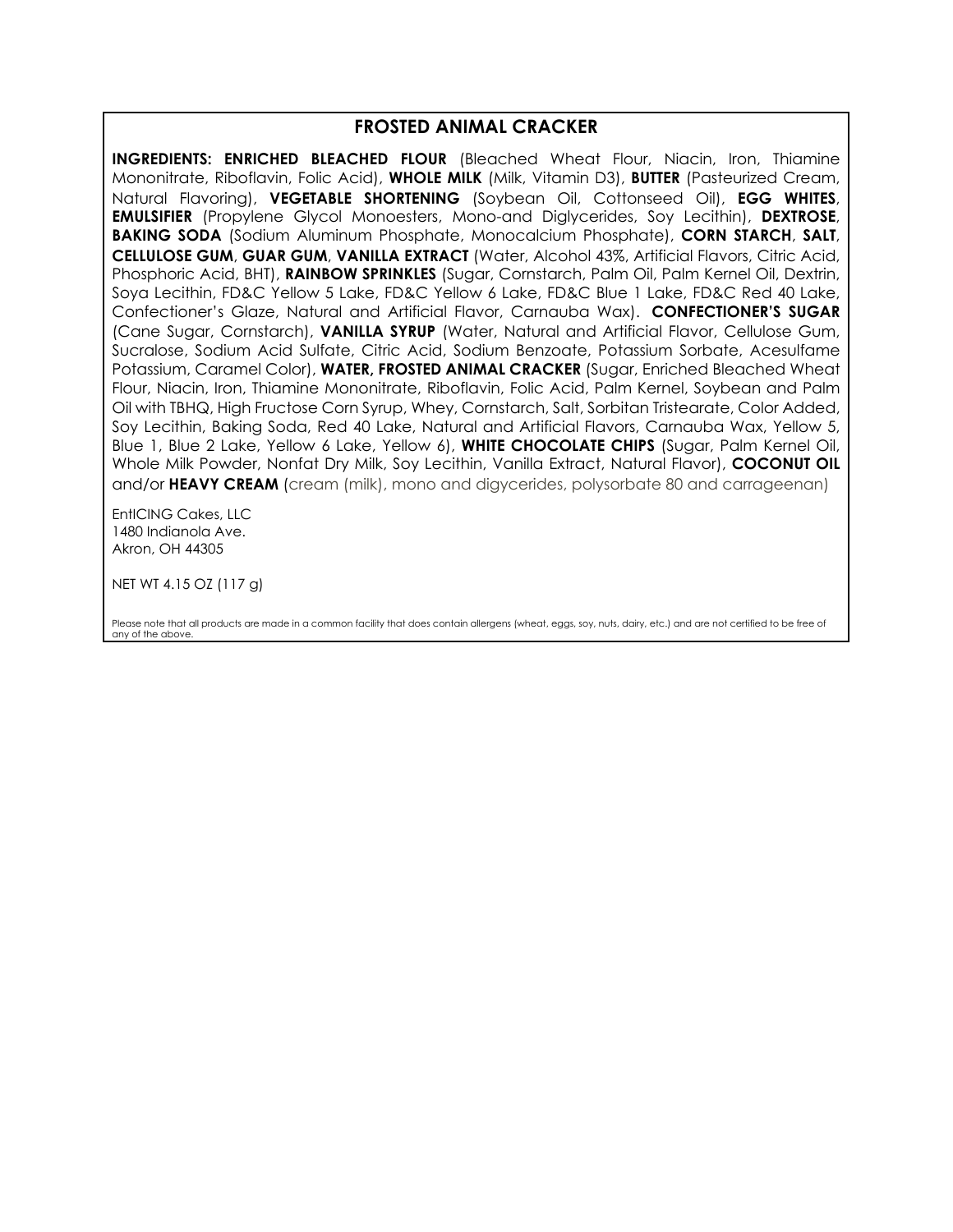## FROSTED ANIMAL CRACKER

**INGREDIENTS: ENRICHED BLEACHED FLOUR** (Bleached Wheat Flour, Niacin, Iron, Thiamine Mononitrate, Riboflavin, Folic Acid), **WHOLE MILK** (Milk, Vitamin D3), **BUTTER** (Pasteurized Cream, Natural Flavoring), **VEGETABLE SHORTENING** (Soybean Oil, Cottonseed Oil), **EGG WHITES**, **EMULSIFIER** (Propylene Glycol Monoesters, Mono-and Diglycerides, Soy Lecithin), **DEXTROSE**, **BAKING SODA** (Sodium Aluminum Phosphate, Monocalcium Phosphate), **CORN STARCH**, **SALT**, **CELLULOSE GUM**, **GUAR GUM**, **VANILLA EXTRACT** (Water, Alcohol 43%, Artificial Flavors, Citric Acid, Phosphoric Acid, BHT), **RAINBOW SPRINKLES** (Sugar, Cornstarch, Palm Oil, Palm Kernel Oil, Dextrin, Soya Lecithin, FD&C Yellow 5 Lake, FD&C Yellow 6 Lake, FD&C Blue 1 Lake, FD&C Red 40 Lake, Confectioner's Glaze, Natural and Artificial Flavor, Carnauba Wax). **CONFECTIONER'S SUGAR** (Cane Sugar, Cornstarch), **VANILLA SYRUP** (Water, Natural and Artificial Flavor, Cellulose Gum, Sucralose, Sodium Acid Sulfate, Citric Acid, Sodium Benzoate, Potassium Sorbate, Acesulfame Potassium, Caramel Color), **WATER, FROSTED ANIMAL CRACKER** (Sugar, Enriched Bleached Wheat Flour, Niacin, Iron, Thiamine Mononitrate, Riboflavin, Folic Acid, Palm Kernel, Soybean and Palm Oil with TBHQ, High Fructose Corn Syrup, Whey, Cornstarch, Salt, Sorbitan Tristearate, Color Added, Soy Lecithin, Baking Soda, Red 40 Lake, Natural and Artificial Flavors, Carnauba Wax, Yellow 5, Blue 1, Blue 2 Lake, Yellow 6 Lake, Yellow 6), **WHITE CHOCOLATE CHIPS** (Sugar, Palm Kernel Oil, Whole Milk Powder, Nonfat Dry Milk, Soy Lecithin, Vanilla Extract, Natural Flavor), **COCONUT OIL** and/or **HEAVY CREAM** (cream (milk), mono and digycerides, polysorbate 80 and carrageenan)

EntICING Cakes, LLC
1480 Indianola Ave.
Akron, OH 44305

NET WT 4.15 OZ (117 g)

Please note that all products are made in a common facility that does contain allergens (wheat, eggs, soy, nuts, dairy, etc.) and are not certified to be free of any of the above.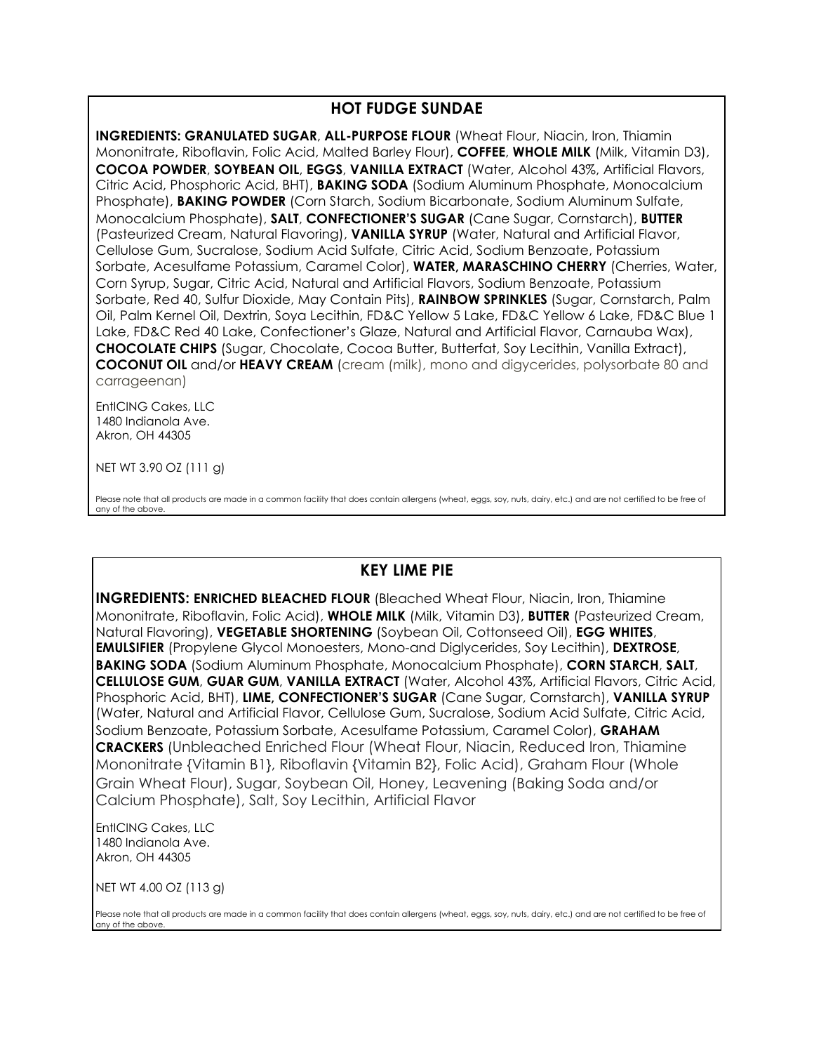## HOT FUDGE SUNDAE

**INGREDIENTS: GRANULATED SUGAR**, **ALL-PURPOSE FLOUR** (Wheat Flour, Niacin, Iron, Thiamin Mononitrate, Riboflavin, Folic Acid, Malted Barley Flour), **COFFEE**, **WHOLE MILK** (Milk, Vitamin D3), **COCOA POWDER**, **SOYBEAN OIL**, **EGGS**, **VANILLA EXTRACT** (Water, Alcohol 43%, Artificial Flavors, Citric Acid, Phosphoric Acid, BHT), **BAKING SODA** (Sodium Aluminum Phosphate, Monocalcium Phosphate), **BAKING POWDER** (Corn Starch, Sodium Bicarbonate, Sodium Aluminum Sulfate, Monocalcium Phosphate), **SALT**, **CONFECTIONER'S SUGAR** (Cane Sugar, Cornstarch), **BUTTER** (Pasteurized Cream, Natural Flavoring), **VANILLA SYRUP** (Water, Natural and Artificial Flavor, Cellulose Gum, Sucralose, Sodium Acid Sulfate, Citric Acid, Sodium Benzoate, Potassium Sorbate, Acesulfame Potassium, Caramel Color), **WATER, MARASCHINO CHERRY** (Cherries, Water, Corn Syrup, Sugar, Citric Acid, Natural and Artificial Flavors, Sodium Benzoate, Potassium Sorbate, Red 40, Sulfur Dioxide, May Contain Pits), **RAINBOW SPRINKLES** (Sugar, Cornstarch, Palm Oil, Palm Kernel Oil, Dextrin, Soya Lecithin, FD&C Yellow 5 Lake, FD&C Yellow 6 Lake, FD&C Blue 1 Lake, FD&C Red 40 Lake, Confectioner's Glaze, Natural and Artificial Flavor, Carnauba Wax), **CHOCOLATE CHIPS** (Sugar, Chocolate, Cocoa Butter, Butterfat, Soy Lecithin, Vanilla Extract), **COCONUT OIL** and/or **HEAVY CREAM** (cream (milk), mono and digycerides, polysorbate 80 and carrageenan)

EntICING Cakes, LLC
1480 Indianola Ave.
Akron, OH 44305

NET WT 3.90 OZ (111 g)

Please note that all products are made in a common facility that does contain allergens (wheat, eggs, soy, nuts, dairy, etc.) and are not certified to be free of any of the above.

## KEY LIME PIE

**INGREDIENTS: ENRICHED BLEACHED FLOUR** (Bleached Wheat Flour, Niacin, Iron, Thiamine Mononitrate, Riboflavin, Folic Acid), **WHOLE MILK** (Milk, Vitamin D3), **BUTTER** (Pasteurized Cream, Natural Flavoring), **VEGETABLE SHORTENING** (Soybean Oil, Cottonseed Oil), **EGG WHITES**, **EMULSIFIER** (Propylene Glycol Monoesters, Mono-and Diglycerides, Soy Lecithin), **DEXTROSE**, **BAKING SODA** (Sodium Aluminum Phosphate, Monocalcium Phosphate), **CORN STARCH**, **SALT**, **CELLULOSE GUM**, **GUAR GUM**, **VANILLA EXTRACT** (Water, Alcohol 43%, Artificial Flavors, Citric Acid, Phosphoric Acid, BHT), **LIME, CONFECTIONER'S SUGAR** (Cane Sugar, Cornstarch), **VANILLA SYRUP** (Water, Natural and Artificial Flavor, Cellulose Gum, Sucralose, Sodium Acid Sulfate, Citric Acid, Sodium Benzoate, Potassium Sorbate, Acesulfame Potassium, Caramel Color), **GRAHAM CRACKERS** (Unbleached Enriched Flour (Wheat Flour, Niacin, Reduced Iron, Thiamine Mononitrate {Vitamin B1}, Riboflavin {Vitamin B2}, Folic Acid), Graham Flour (Whole Grain Wheat Flour), Sugar, Soybean Oil, Honey, Leavening (Baking Soda and/or Calcium Phosphate), Salt, Soy Lecithin, Artificial Flavor

EntICING Cakes, LLC
1480 Indianola Ave.
Akron, OH 44305

NET WT 4.00 OZ (113 g)

Please note that all products are made in a common facility that does contain allergens (wheat, eggs, soy, nuts, dairy, etc.) and are not certified to be free of any of the above.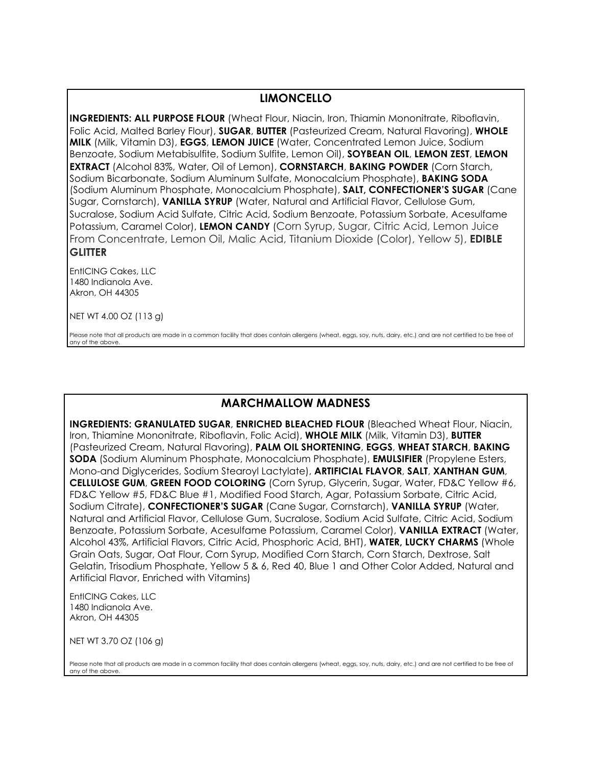## LIMONCELLO

**INGREDIENTS: ALL PURPOSE FLOUR** (Wheat Flour, Niacin, Iron, Thiamin Mononitrate, Riboflavin, Folic Acid, Malted Barley Flour), **SUGAR**, **BUTTER** (Pasteurized Cream, Natural Flavoring), **WHOLE MILK** (Milk, Vitamin D3), **EGGS**, **LEMON JUICE** (Water, Concentrated Lemon Juice, Sodium Benzoate, Sodium Metabisulfite, Sodium Sulfite, Lemon Oil), **SOYBEAN OIL**, **LEMON ZEST**, **LEMON EXTRACT** (Alcohol 83%, Water, Oil of Lemon), **CORNSTARCH**, **BAKING POWDER** (Corn Starch, Sodium Bicarbonate, Sodium Aluminum Sulfate, Monocalcium Phosphate), **BAKING SODA** (Sodium Aluminum Phosphate, Monocalcium Phosphate), **SALT, CONFECTIONER'S SUGAR** (Cane Sugar, Cornstarch), **VANILLA SYRUP** (Water, Natural and Artificial Flavor, Cellulose Gum, Sucralose, Sodium Acid Sulfate, Citric Acid, Sodium Benzoate, Potassium Sorbate, Acesulfame Potassium, Caramel Color), **LEMON CANDY** (Corn Syrup, Sugar, Citric Acid, Lemon Juice From Concentrate, Lemon Oil, Malic Acid, Titanium Dioxide (Color), Yellow 5), **EDIBLE GLITTER**

EntICING Cakes, LLC
1480 Indianola Ave.
Akron, OH 44305

NET WT 4.00 OZ (113 g)

Please note that all products are made in a common facility that does contain allergens (wheat, eggs, soy, nuts, dairy, etc.) and are not certified to be free of any of the above.

## MARCHMALLOW MADNESS

**INGREDIENTS: GRANULATED SUGAR**, **ENRICHED BLEACHED FLOUR** (Bleached Wheat Flour, Niacin, Iron, Thiamine Mononitrate, Riboflavin, Folic Acid), **WHOLE MILK** (Milk, Vitamin D3), **BUTTER** (Pasteurized Cream, Natural Flavoring), **PALM OIL SHORTENING**, **EGGS**, **WHEAT STARCH**, **BAKING SODA** (Sodium Aluminum Phosphate, Monocalcium Phosphate), **EMULSIFIER** (Propylene Esters, Mono-and Diglycerides, Sodium Stearoyl Lactylate), **ARTIFICIAL FLAVOR**, **SALT**, **XANTHAN GUM**, **CELLULOSE GUM**, **GREEN FOOD COLORING** (Corn Syrup, Glycerin, Sugar, Water, FD&C Yellow #6, FD&C Yellow #5, FD&C Blue #1, Modified Food Starch, Agar, Potassium Sorbate, Citric Acid, Sodium Citrate), **CONFECTIONER'S SUGAR** (Cane Sugar, Cornstarch), **VANILLA SYRUP** (Water, Natural and Artificial Flavor, Cellulose Gum, Sucralose, Sodium Acid Sulfate, Citric Acid, Sodium Benzoate, Potassium Sorbate, Acesulfame Potassium, Caramel Color), **VANILLA EXTRACT** (Water, Alcohol 43%, Artificial Flavors, Citric Acid, Phosphoric Acid, BHT), **WATER, LUCKY CHARMS** (Whole Grain Oats, Sugar, Oat Flour, Corn Syrup, Modified Corn Starch, Corn Starch, Dextrose, Salt Gelatin, Trisodium Phosphate, Yellow 5 & 6, Red 40, Blue 1 and Other Color Added, Natural and Artificial Flavor, Enriched with Vitamins)

EntICING Cakes, LLC
1480 Indianola Ave.
Akron, OH 44305

NET WT 3.70 OZ (106 g)

Please note that all products are made in a common facility that does contain allergens (wheat, eggs, soy, nuts, dairy, etc.) and are not certified to be free of any of the above.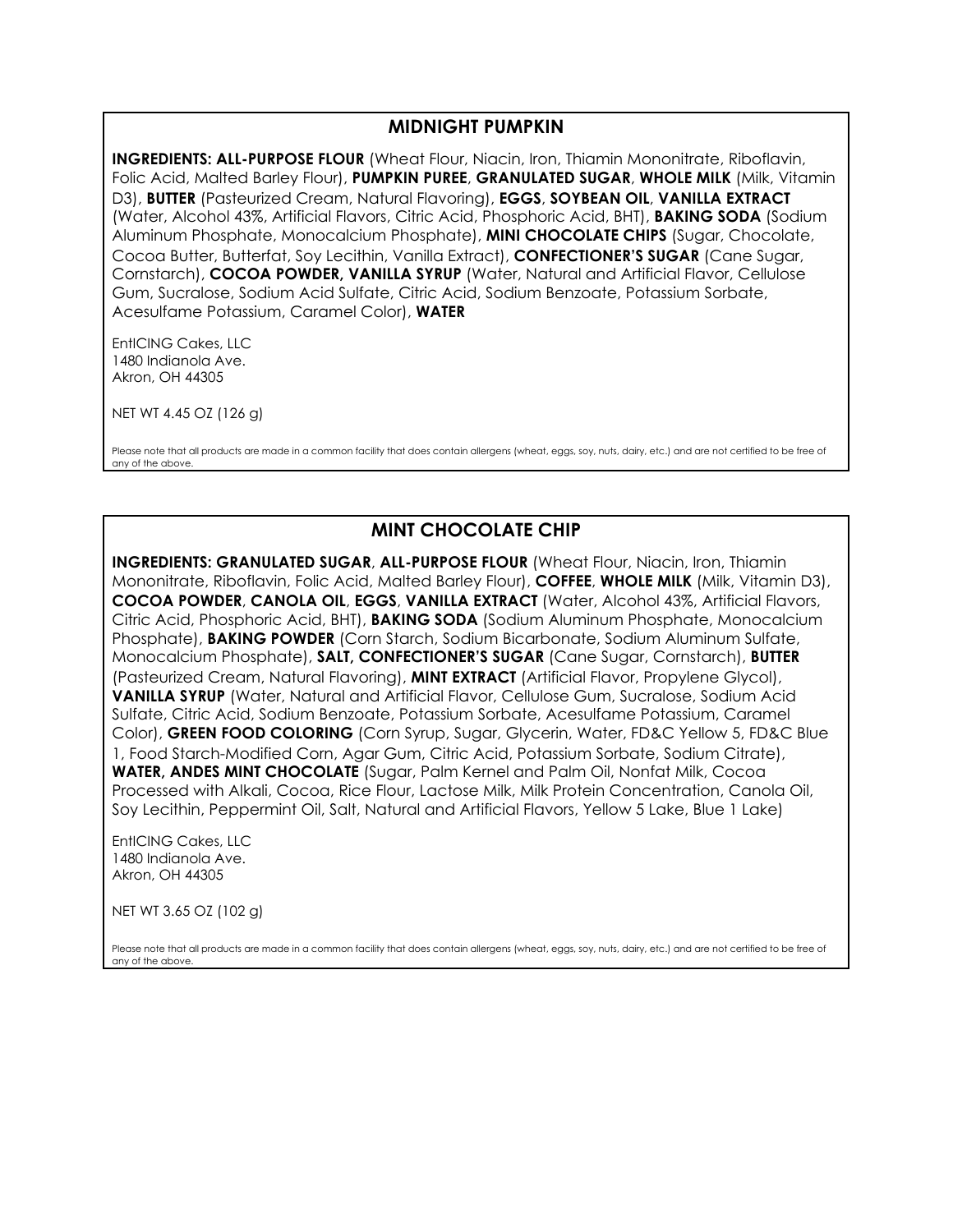## MIDNIGHT PUMPKIN

**INGREDIENTS: ALL-PURPOSE FLOUR** (Wheat Flour, Niacin, Iron, Thiamin Mononitrate, Riboflavin, Folic Acid, Malted Barley Flour), **PUMPKIN PUREE**, **GRANULATED SUGAR**, **WHOLE MILK** (Milk, Vitamin D3), **BUTTER** (Pasteurized Cream, Natural Flavoring), **EGGS**, **SOYBEAN OIL**, **VANILLA EXTRACT** (Water, Alcohol 43%, Artificial Flavors, Citric Acid, Phosphoric Acid, BHT), **BAKING SODA** (Sodium Aluminum Phosphate, Monocalcium Phosphate), **MINI CHOCOLATE CHIPS** (Sugar, Chocolate, Cocoa Butter, Butterfat, Soy Lecithin, Vanilla Extract), **CONFECTIONER'S SUGAR** (Cane Sugar, Cornstarch), **COCOA POWDER, VANILLA SYRUP** (Water, Natural and Artificial Flavor, Cellulose Gum, Sucralose, Sodium Acid Sulfate, Citric Acid, Sodium Benzoate, Potassium Sorbate, Acesulfame Potassium, Caramel Color), **WATER**

EntICING Cakes, LLC
1480 Indianola Ave.
Akron, OH 44305

NET WT 4.45 OZ (126 g)

Please note that all products are made in a common facility that does contain allergens (wheat, eggs, soy, nuts, dairy, etc.) and are not certified to be free of any of the above.

## MINT CHOCOLATE CHIP

**INGREDIENTS: GRANULATED SUGAR**, **ALL-PURPOSE FLOUR** (Wheat Flour, Niacin, Iron, Thiamin Mononitrate, Riboflavin, Folic Acid, Malted Barley Flour), **COFFEE**, **WHOLE MILK** (Milk, Vitamin D3), **COCOA POWDER**, **CANOLA OIL**, **EGGS**, **VANILLA EXTRACT** (Water, Alcohol 43%, Artificial Flavors, Citric Acid, Phosphoric Acid, BHT), **BAKING SODA** (Sodium Aluminum Phosphate, Monocalcium Phosphate), **BAKING POWDER** (Corn Starch, Sodium Bicarbonate, Sodium Aluminum Sulfate, Monocalcium Phosphate), **SALT, CONFECTIONER'S SUGAR** (Cane Sugar, Cornstarch), **BUTTER** (Pasteurized Cream, Natural Flavoring), **MINT EXTRACT** (Artificial Flavor, Propylene Glycol), **VANILLA SYRUP** (Water, Natural and Artificial Flavor, Cellulose Gum, Sucralose, Sodium Acid Sulfate, Citric Acid, Sodium Benzoate, Potassium Sorbate, Acesulfame Potassium, Caramel Color), **GREEN FOOD COLORING** (Corn Syrup, Sugar, Glycerin, Water, FD&C Yellow 5, FD&C Blue 1, Food Starch-Modified Corn, Agar Gum, Citric Acid, Potassium Sorbate, Sodium Citrate), **WATER, ANDES MINT CHOCOLATE** (Sugar, Palm Kernel and Palm Oil, Nonfat Milk, Cocoa Processed with Alkali, Cocoa, Rice Flour, Lactose Milk, Milk Protein Concentration, Canola Oil, Soy Lecithin, Peppermint Oil, Salt, Natural and Artificial Flavors, Yellow 5 Lake, Blue 1 Lake)

EntICING Cakes, LLC
1480 Indianola Ave.
Akron, OH 44305

NET WT 3.65 OZ (102 g)

Please note that all products are made in a common facility that does contain allergens (wheat, eggs, soy, nuts, dairy, etc.) and are not certified to be free of any of the above.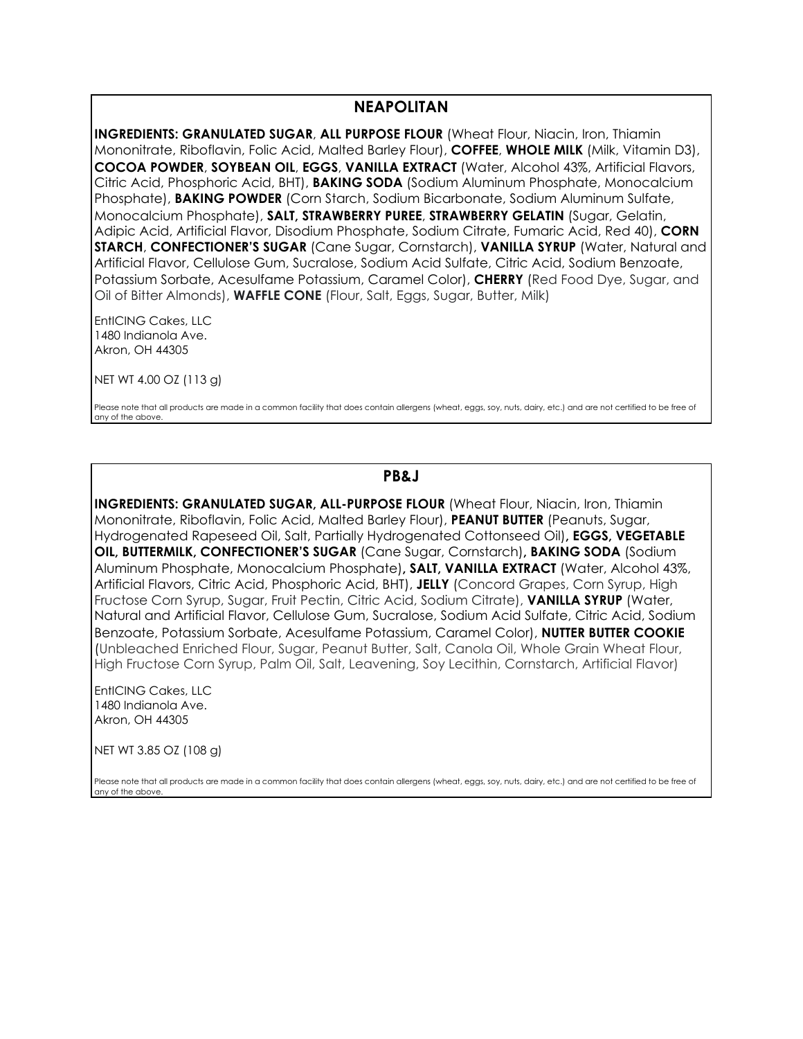## NEAPOLITAN

**INGREDIENTS: GRANULATED SUGAR**, **ALL PURPOSE FLOUR** (Wheat Flour, Niacin, Iron, Thiamin Mononitrate, Riboflavin, Folic Acid, Malted Barley Flour), **COFFEE**, **WHOLE MILK** (Milk, Vitamin D3), **COCOA POWDER**, **SOYBEAN OIL**, **EGGS**, **VANILLA EXTRACT** (Water, Alcohol 43%, Artificial Flavors, Citric Acid, Phosphoric Acid, BHT), **BAKING SODA** (Sodium Aluminum Phosphate, Monocalcium Phosphate), **BAKING POWDER** (Corn Starch, Sodium Bicarbonate, Sodium Aluminum Sulfate, Monocalcium Phosphate), **SALT, STRAWBERRY PUREE**, **STRAWBERRY GELATIN** (Sugar, Gelatin, Adipic Acid, Artificial Flavor, Disodium Phosphate, Sodium Citrate, Fumaric Acid, Red 40), **CORN STARCH**, **CONFECTIONER'S SUGAR** (Cane Sugar, Cornstarch), **VANILLA SYRUP** (Water, Natural and Artificial Flavor, Cellulose Gum, Sucralose, Sodium Acid Sulfate, Citric Acid, Sodium Benzoate, Potassium Sorbate, Acesulfame Potassium, Caramel Color), **CHERRY** (Red Food Dye, Sugar, and Oil of Bitter Almonds), **WAFFLE CONE** (Flour, Salt, Eggs, Sugar, Butter, Milk)

EntICING Cakes, LLC
1480 Indianola Ave.
Akron, OH 44305

NET WT 4.00 OZ (113 g)

Please note that all products are made in a common facility that does contain allergens (wheat, eggs, soy, nuts, dairy, etc.) and are not certified to be free of any of the above.

## PB&J

**INGREDIENTS: GRANULATED SUGAR, ALL-PURPOSE FLOUR** (Wheat Flour, Niacin, Iron, Thiamin Mononitrate, Riboflavin, Folic Acid, Malted Barley Flour), **PEANUT BUTTER** (Peanuts, Sugar, Hydrogenated Rapeseed Oil, Salt, Partially Hydrogenated Cottonseed Oil)**, EGGS, VEGETABLE OIL, BUTTERMILK, CONFECTIONER'S SUGAR** (Cane Sugar, Cornstarch)**, BAKING SODA** (Sodium Aluminum Phosphate, Monocalcium Phosphate)**, SALT, VANILLA EXTRACT** (Water, Alcohol 43%, Artificial Flavors, Citric Acid, Phosphoric Acid, BHT), **JELLY** (Concord Grapes, Corn Syrup, High Fructose Corn Syrup, Sugar, Fruit Pectin, Citric Acid, Sodium Citrate), **VANILLA SYRUP** (Water, Natural and Artificial Flavor, Cellulose Gum, Sucralose, Sodium Acid Sulfate, Citric Acid, Sodium Benzoate, Potassium Sorbate, Acesulfame Potassium, Caramel Color), **NUTTER BUTTER COOKIE** (Unbleached Enriched Flour, Sugar, Peanut Butter, Salt, Canola Oil, Whole Grain Wheat Flour, High Fructose Corn Syrup, Palm Oil, Salt, Leavening, Soy Lecithin, Cornstarch, Artificial Flavor)

EntICING Cakes, LLC
1480 Indianola Ave.
Akron, OH 44305

NET WT 3.85 OZ (108 g)

Please note that all products are made in a common facility that does contain allergens (wheat, eggs, soy, nuts, dairy, etc.) and are not certified to be free of any of the above.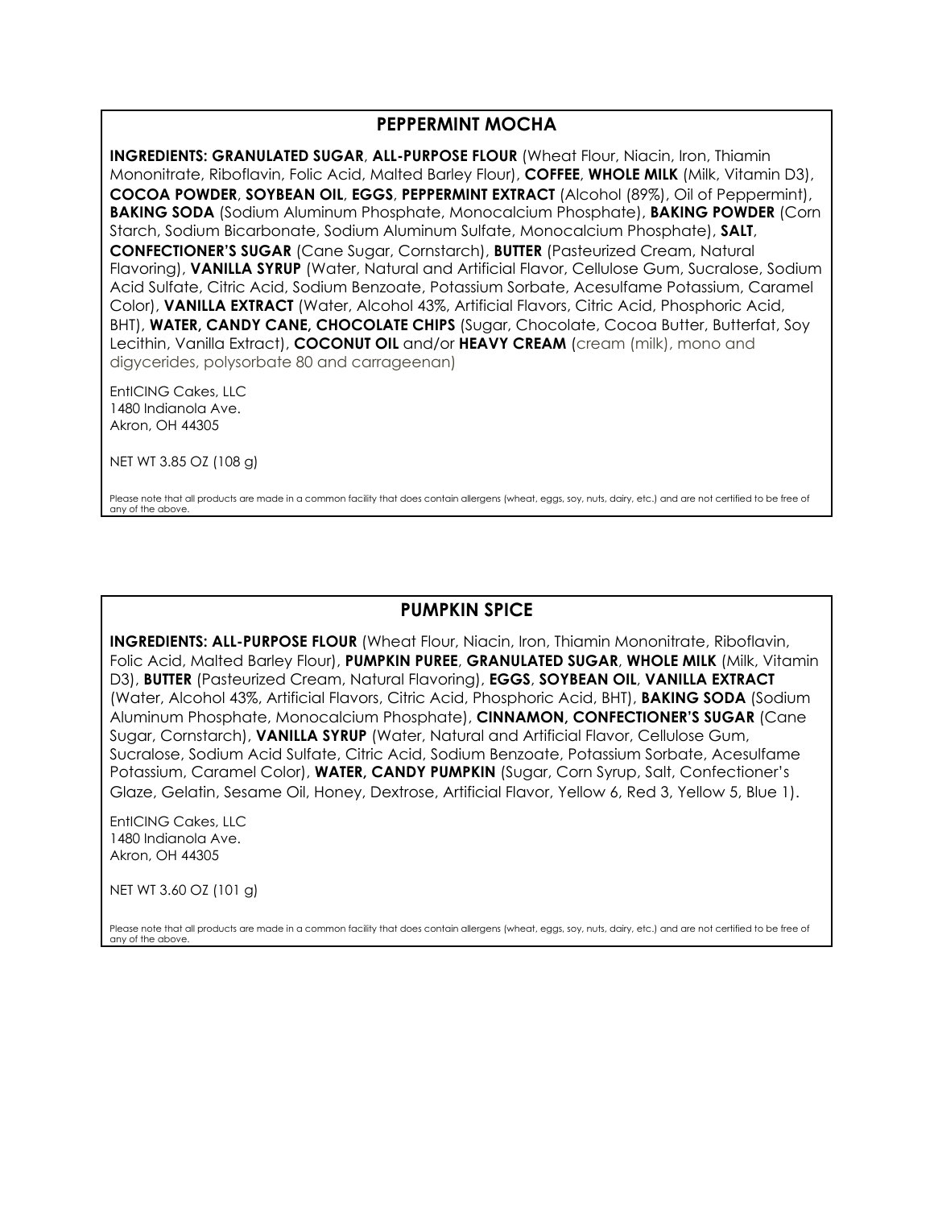## PEPPERMINT MOCHA

**INGREDIENTS: GRANULATED SUGAR**, **ALL-PURPOSE FLOUR** (Wheat Flour, Niacin, Iron, Thiamin Mononitrate, Riboflavin, Folic Acid, Malted Barley Flour), **COFFEE**, **WHOLE MILK** (Milk, Vitamin D3), **COCOA POWDER**, **SOYBEAN OIL**, **EGGS**, **PEPPERMINT EXTRACT** (Alcohol (89%), Oil of Peppermint), **BAKING SODA** (Sodium Aluminum Phosphate, Monocalcium Phosphate), **BAKING POWDER** (Corn Starch, Sodium Bicarbonate, Sodium Aluminum Sulfate, Monocalcium Phosphate), **SALT**, **CONFECTIONER'S SUGAR** (Cane Sugar, Cornstarch), **BUTTER** (Pasteurized Cream, Natural Flavoring), **VANILLA SYRUP** (Water, Natural and Artificial Flavor, Cellulose Gum, Sucralose, Sodium Acid Sulfate, Citric Acid, Sodium Benzoate, Potassium Sorbate, Acesulfame Potassium, Caramel Color), **VANILLA EXTRACT** (Water, Alcohol 43%, Artificial Flavors, Citric Acid, Phosphoric Acid, BHT), **WATER, CANDY CANE, CHOCOLATE CHIPS** (Sugar, Chocolate, Cocoa Butter, Butterfat, Soy Lecithin, Vanilla Extract), **COCONUT OIL** and/or **HEAVY CREAM** (cream (milk), mono and digycerides, polysorbate 80 and carrageenan)

EntICING Cakes, LLC
1480 Indianola Ave.
Akron, OH 44305

NET WT 3.85 OZ (108 g)

Please note that all products are made in a common facility that does contain allergens (wheat, eggs, soy, nuts, dairy, etc.) and are not certified to be free of any of the above.

## PUMPKIN SPICE

**INGREDIENTS: ALL-PURPOSE FLOUR** (Wheat Flour, Niacin, Iron, Thiamin Mononitrate, Riboflavin, Folic Acid, Malted Barley Flour), **PUMPKIN PUREE**, **GRANULATED SUGAR**, **WHOLE MILK** (Milk, Vitamin D3), **BUTTER** (Pasteurized Cream, Natural Flavoring), **EGGS**, **SOYBEAN OIL**, **VANILLA EXTRACT** (Water, Alcohol 43%, Artificial Flavors, Citric Acid, Phosphoric Acid, BHT), **BAKING SODA** (Sodium Aluminum Phosphate, Monocalcium Phosphate), **CINNAMON, CONFECTIONER'S SUGAR** (Cane Sugar, Cornstarch), **VANILLA SYRUP** (Water, Natural and Artificial Flavor, Cellulose Gum, Sucralose, Sodium Acid Sulfate, Citric Acid, Sodium Benzoate, Potassium Sorbate, Acesulfame Potassium, Caramel Color), **WATER, CANDY PUMPKIN** (Sugar, Corn Syrup, Salt, Confectioner's Glaze, Gelatin, Sesame Oil, Honey, Dextrose, Artificial Flavor, Yellow 6, Red 3, Yellow 5, Blue 1).

EntICING Cakes, LLC
1480 Indianola Ave.
Akron, OH 44305

NET WT 3.60 OZ (101 g)

Please note that all products are made in a common facility that does contain allergens (wheat, eggs, soy, nuts, dairy, etc.) and are not certified to be free of any of the above.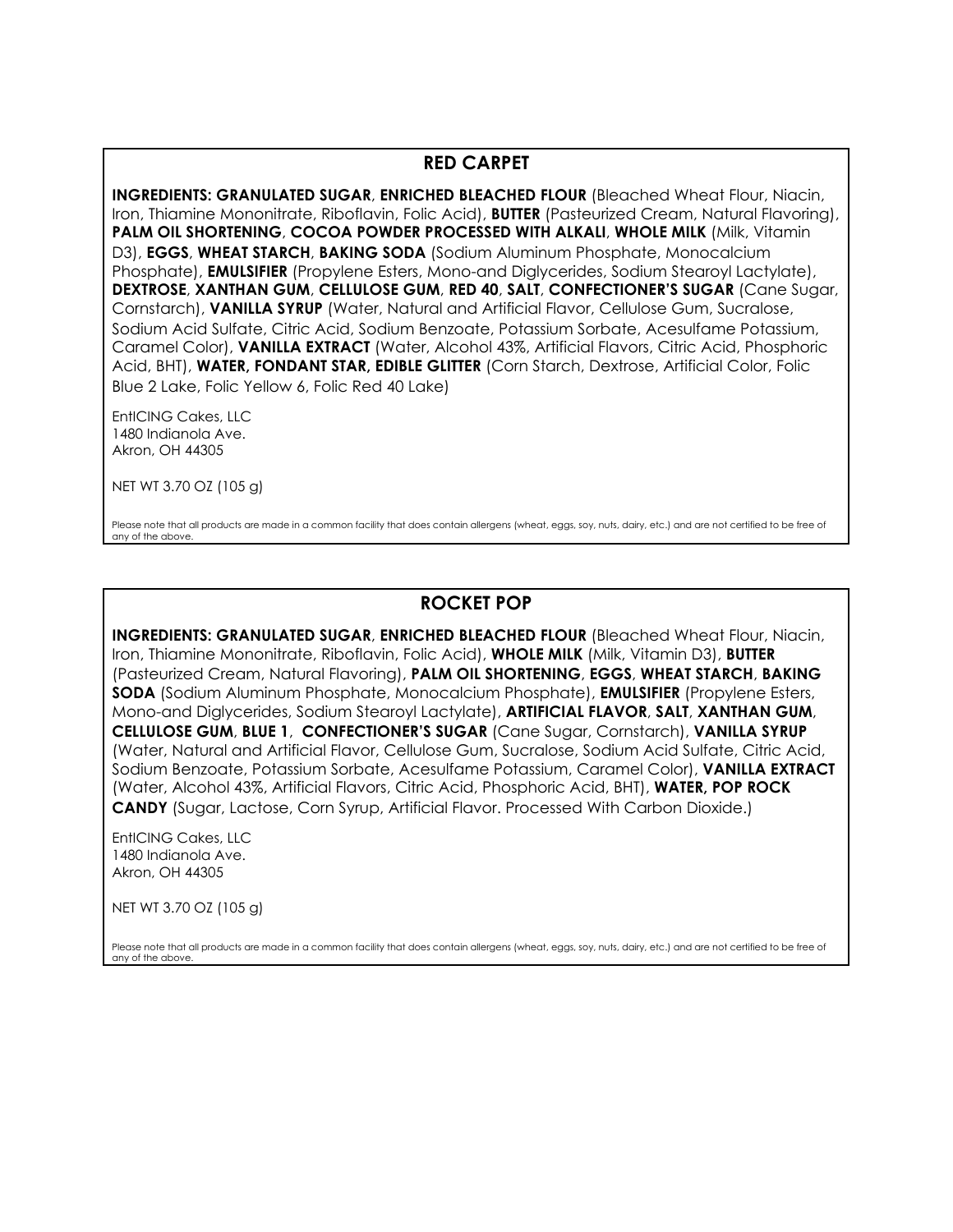## RED CARPET

**INGREDIENTS: GRANULATED SUGAR**, **ENRICHED BLEACHED FLOUR** (Bleached Wheat Flour, Niacin, Iron, Thiamine Mononitrate, Riboflavin, Folic Acid), **BUTTER** (Pasteurized Cream, Natural Flavoring), **PALM OIL SHORTENING**, **COCOA POWDER PROCESSED WITH ALKALI**, **WHOLE MILK** (Milk, Vitamin D3), **EGGS**, **WHEAT STARCH**, **BAKING SODA** (Sodium Aluminum Phosphate, Monocalcium Phosphate), **EMULSIFIER** (Propylene Esters, Mono-and Diglycerides, Sodium Stearoyl Lactylate), **DEXTROSE**, **XANTHAN GUM**, **CELLULOSE GUM**, **RED 40**, **SALT**, **CONFECTIONER'S SUGAR** (Cane Sugar, Cornstarch), **VANILLA SYRUP** (Water, Natural and Artificial Flavor, Cellulose Gum, Sucralose, Sodium Acid Sulfate, Citric Acid, Sodium Benzoate, Potassium Sorbate, Acesulfame Potassium, Caramel Color), **VANILLA EXTRACT** (Water, Alcohol 43%, Artificial Flavors, Citric Acid, Phosphoric Acid, BHT), **WATER, FONDANT STAR, EDIBLE GLITTER** (Corn Starch, Dextrose, Artificial Color, Folic Blue 2 Lake, Folic Yellow 6, Folic Red 40 Lake)

EntICING Cakes, LLC
1480 Indianola Ave.
Akron, OH 44305

NET WT 3.70 OZ (105 g)

Please note that all products are made in a common facility that does contain allergens (wheat, eggs, soy, nuts, dairy, etc.) and are not certified to be free of any of the above.

## ROCKET POP

**INGREDIENTS: GRANULATED SUGAR**, **ENRICHED BLEACHED FLOUR** (Bleached Wheat Flour, Niacin, Iron, Thiamine Mononitrate, Riboflavin, Folic Acid), **WHOLE MILK** (Milk, Vitamin D3), **BUTTER** (Pasteurized Cream, Natural Flavoring), **PALM OIL SHORTENING**, **EGGS**, **WHEAT STARCH**, **BAKING SODA** (Sodium Aluminum Phosphate, Monocalcium Phosphate), **EMULSIFIER** (Propylene Esters, Mono-and Diglycerides, Sodium Stearoyl Lactylate), **ARTIFICIAL FLAVOR**, **SALT**, **XANTHAN GUM**, **CELLULOSE GUM**, **BLUE 1**, **CONFECTIONER'S SUGAR** (Cane Sugar, Cornstarch), **VANILLA SYRUP** (Water, Natural and Artificial Flavor, Cellulose Gum, Sucralose, Sodium Acid Sulfate, Citric Acid, Sodium Benzoate, Potassium Sorbate, Acesulfame Potassium, Caramel Color), **VANILLA EXTRACT** (Water, Alcohol 43%, Artificial Flavors, Citric Acid, Phosphoric Acid, BHT), **WATER, POP ROCK CANDY** (Sugar, Lactose, Corn Syrup, Artificial Flavor. Processed With Carbon Dioxide.)

EntICING Cakes, LLC
1480 Indianola Ave.
Akron, OH 44305

NET WT 3.70 OZ (105 g)

Please note that all products are made in a common facility that does contain allergens (wheat, eggs, soy, nuts, dairy, etc.) and are not certified to be free of any of the above.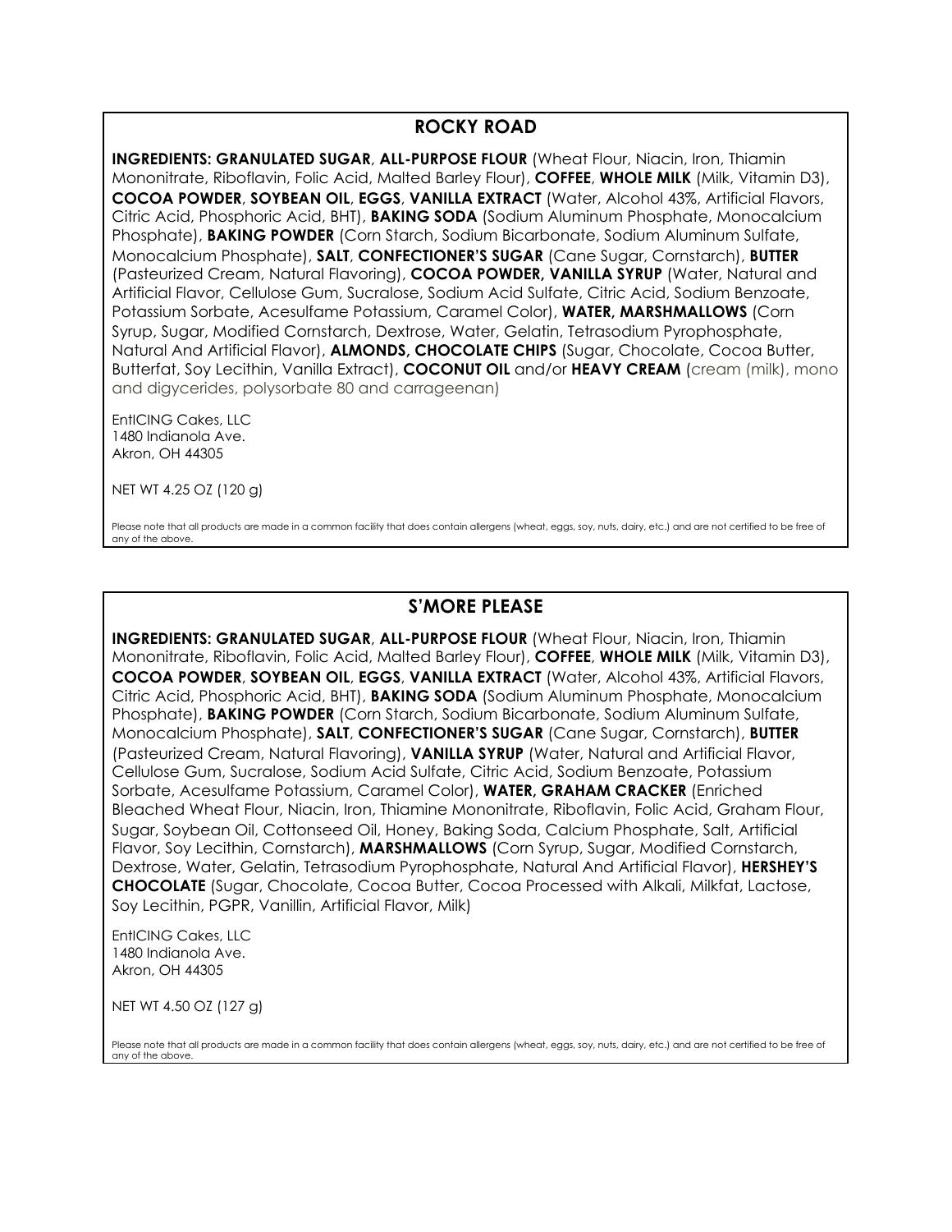## ROCKY ROAD

**INGREDIENTS: GRANULATED SUGAR**, **ALL-PURPOSE FLOUR** (Wheat Flour, Niacin, Iron, Thiamin Mononitrate, Riboflavin, Folic Acid, Malted Barley Flour), **COFFEE**, **WHOLE MILK** (Milk, Vitamin D3), **COCOA POWDER**, **SOYBEAN OIL**, **EGGS**, **VANILLA EXTRACT** (Water, Alcohol 43%, Artificial Flavors, Citric Acid, Phosphoric Acid, BHT), **BAKING SODA** (Sodium Aluminum Phosphate, Monocalcium Phosphate), **BAKING POWDER** (Corn Starch, Sodium Bicarbonate, Sodium Aluminum Sulfate, Monocalcium Phosphate), **SALT**, **CONFECTIONER'S SUGAR** (Cane Sugar, Cornstarch), **BUTTER** (Pasteurized Cream, Natural Flavoring), **COCOA POWDER, VANILLA SYRUP** (Water, Natural and Artificial Flavor, Cellulose Gum, Sucralose, Sodium Acid Sulfate, Citric Acid, Sodium Benzoate, Potassium Sorbate, Acesulfame Potassium, Caramel Color), **WATER, MARSHMALLOWS** (Corn Syrup, Sugar, Modified Cornstarch, Dextrose, Water, Gelatin, Tetrasodium Pyrophosphate, Natural And Artificial Flavor), **ALMONDS, CHOCOLATE CHIPS** (Sugar, Chocolate, Cocoa Butter, Butterfat, Soy Lecithin, Vanilla Extract), **COCONUT OIL** and/or **HEAVY CREAM** (cream (milk), mono and digycerides, polysorbate 80 and carrageenan)

EntICING Cakes, LLC
1480 Indianola Ave.
Akron, OH 44305

NET WT 4.25 OZ (120 g)

Please note that all products are made in a common facility that does contain allergens (wheat, eggs, soy, nuts, dairy, etc.) and are not certified to be free of any of the above.

## S'MORE PLEASE

**INGREDIENTS: GRANULATED SUGAR**, **ALL-PURPOSE FLOUR** (Wheat Flour, Niacin, Iron, Thiamin Mononitrate, Riboflavin, Folic Acid, Malted Barley Flour), **COFFEE**, **WHOLE MILK** (Milk, Vitamin D3), **COCOA POWDER**, **SOYBEAN OIL**, **EGGS**, **VANILLA EXTRACT** (Water, Alcohol 43%, Artificial Flavors, Citric Acid, Phosphoric Acid, BHT), **BAKING SODA** (Sodium Aluminum Phosphate, Monocalcium Phosphate), **BAKING POWDER** (Corn Starch, Sodium Bicarbonate, Sodium Aluminum Sulfate, Monocalcium Phosphate), **SALT**, **CONFECTIONER'S SUGAR** (Cane Sugar, Cornstarch), **BUTTER** (Pasteurized Cream, Natural Flavoring), **VANILLA SYRUP** (Water, Natural and Artificial Flavor, Cellulose Gum, Sucralose, Sodium Acid Sulfate, Citric Acid, Sodium Benzoate, Potassium Sorbate, Acesulfame Potassium, Caramel Color), **WATER, GRAHAM CRACKER** (Enriched Bleached Wheat Flour, Niacin, Iron, Thiamine Mononitrate, Riboflavin, Folic Acid, Graham Flour, Sugar, Soybean Oil, Cottonseed Oil, Honey, Baking Soda, Calcium Phosphate, Salt, Artificial Flavor, Soy Lecithin, Cornstarch), **MARSHMALLOWS** (Corn Syrup, Sugar, Modified Cornstarch, Dextrose, Water, Gelatin, Tetrasodium Pyrophosphate, Natural And Artificial Flavor), **HERSHEY'S CHOCOLATE** (Sugar, Chocolate, Cocoa Butter, Cocoa Processed with Alkali, Milkfat, Lactose, Soy Lecithin, PGPR, Vanillin, Artificial Flavor, Milk)

EntICING Cakes, LLC
1480 Indianola Ave.
Akron, OH 44305

NET WT 4.50 OZ (127 g)

Please note that all products are made in a common facility that does contain allergens (wheat, eggs, soy, nuts, dairy, etc.) and are not certified to be free of any of the above.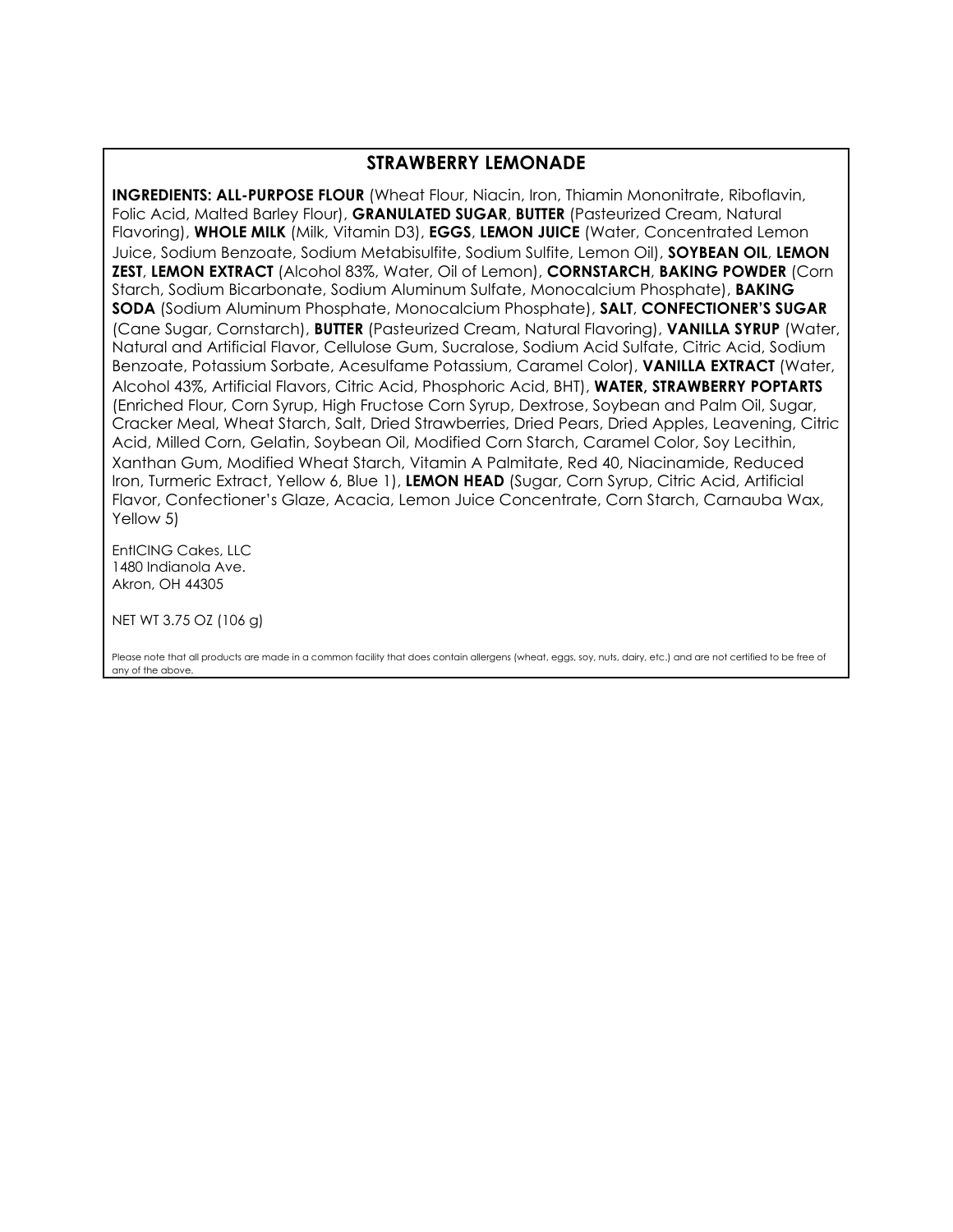## STRAWBERRY LEMONADE

**INGREDIENTS: ALL-PURPOSE FLOUR** (Wheat Flour, Niacin, Iron, Thiamin Mononitrate, Riboflavin, Folic Acid, Malted Barley Flour), **GRANULATED SUGAR**, **BUTTER** (Pasteurized Cream, Natural Flavoring), **WHOLE MILK** (Milk, Vitamin D3), **EGGS**, **LEMON JUICE** (Water, Concentrated Lemon Juice, Sodium Benzoate, Sodium Metabisulfite, Sodium Sulfite, Lemon Oil), **SOYBEAN OIL**, **LEMON ZEST**, **LEMON EXTRACT** (Alcohol 83%, Water, Oil of Lemon), **CORNSTARCH**, **BAKING POWDER** (Corn Starch, Sodium Bicarbonate, Sodium Aluminum Sulfate, Monocalcium Phosphate), **BAKING SODA** (Sodium Aluminum Phosphate, Monocalcium Phosphate), **SALT**, **CONFECTIONER'S SUGAR** (Cane Sugar, Cornstarch), **BUTTER** (Pasteurized Cream, Natural Flavoring), **VANILLA SYRUP** (Water, Natural and Artificial Flavor, Cellulose Gum, Sucralose, Sodium Acid Sulfate, Citric Acid, Sodium Benzoate, Potassium Sorbate, Acesulfame Potassium, Caramel Color), **VANILLA EXTRACT** (Water, Alcohol 43%, Artificial Flavors, Citric Acid, Phosphoric Acid, BHT), **WATER, STRAWBERRY POPTARTS** (Enriched Flour, Corn Syrup, High Fructose Corn Syrup, Dextrose, Soybean and Palm Oil, Sugar, Cracker Meal, Wheat Starch, Salt, Dried Strawberries, Dried Pears, Dried Apples, Leavening, Citric Acid, Milled Corn, Gelatin, Soybean Oil, Modified Corn Starch, Caramel Color, Soy Lecithin, Xanthan Gum, Modified Wheat Starch, Vitamin A Palmitate, Red 40, Niacinamide, Reduced Iron, Turmeric Extract, Yellow 6, Blue 1), **LEMON HEAD** (Sugar, Corn Syrup, Citric Acid, Artificial Flavor, Confectioner's Glaze, Acacia, Lemon Juice Concentrate, Corn Starch, Carnauba Wax, Yellow 5)

EntICING Cakes, LLC
1480 Indianola Ave.
Akron, OH 44305

NET WT 3.75 OZ (106 g)

Please note that all products are made in a common facility that does contain allergens (wheat, eggs, soy, nuts, dairy, etc.) and are not certified to be free of any of the above.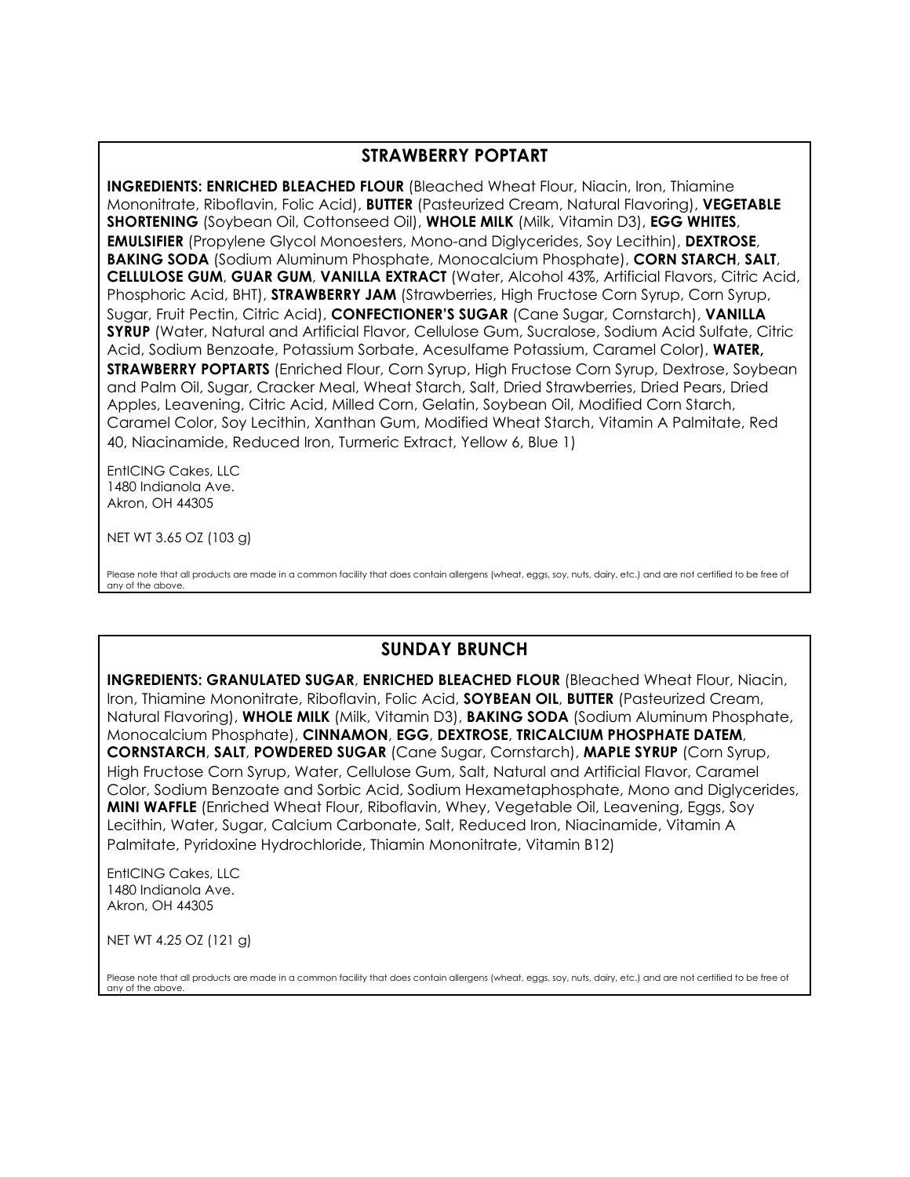## STRAWBERRY POPTART

**INGREDIENTS: ENRICHED BLEACHED FLOUR** (Bleached Wheat Flour, Niacin, Iron, Thiamine Mononitrate, Riboflavin, Folic Acid), **BUTTER** (Pasteurized Cream, Natural Flavoring), **VEGETABLE SHORTENING** (Soybean Oil, Cottonseed Oil), **WHOLE MILK** (Milk, Vitamin D3), **EGG WHITES**, **EMULSIFIER** (Propylene Glycol Monoesters, Mono-and Diglycerides, Soy Lecithin), **DEXTROSE**, **BAKING SODA** (Sodium Aluminum Phosphate, Monocalcium Phosphate), **CORN STARCH**, **SALT**, **CELLULOSE GUM**, **GUAR GUM**, **VANILLA EXTRACT** (Water, Alcohol 43%, Artificial Flavors, Citric Acid, Phosphoric Acid, BHT), **STRAWBERRY JAM** (Strawberries, High Fructose Corn Syrup, Corn Syrup, Sugar, Fruit Pectin, Citric Acid), **CONFECTIONER'S SUGAR** (Cane Sugar, Cornstarch), **VANILLA SYRUP** (Water, Natural and Artificial Flavor, Cellulose Gum, Sucralose, Sodium Acid Sulfate, Citric Acid, Sodium Benzoate, Potassium Sorbate, Acesulfame Potassium, Caramel Color), **WATER, STRAWBERRY POPTARTS** (Enriched Flour, Corn Syrup, High Fructose Corn Syrup, Dextrose, Soybean and Palm Oil, Sugar, Cracker Meal, Wheat Starch, Salt, Dried Strawberries, Dried Pears, Dried Apples, Leavening, Citric Acid, Milled Corn, Gelatin, Soybean Oil, Modified Corn Starch, Caramel Color, Soy Lecithin, Xanthan Gum, Modified Wheat Starch, Vitamin A Palmitate, Red 40, Niacinamide, Reduced Iron, Turmeric Extract, Yellow 6, Blue 1)

EntICING Cakes, LLC
1480 Indianola Ave.
Akron, OH 44305

NET WT 3.65 OZ (103 g)

Please note that all products are made in a common facility that does contain allergens (wheat, eggs, soy, nuts, dairy, etc.) and are not certified to be free of any of the above.

## SUNDAY BRUNCH

**INGREDIENTS: GRANULATED SUGAR**, **ENRICHED BLEACHED FLOUR** (Bleached Wheat Flour, Niacin, Iron, Thiamine Mononitrate, Riboflavin, Folic Acid, **SOYBEAN OIL**, **BUTTER** (Pasteurized Cream, Natural Flavoring), **WHOLE MILK** (Milk, Vitamin D3), **BAKING SODA** (Sodium Aluminum Phosphate, Monocalcium Phosphate), **CINNAMON**, **EGG**, **DEXTROSE**, **TRICALCIUM PHOSPHATE DATEM**, **CORNSTARCH**, **SALT**, **POWDERED SUGAR** (Cane Sugar, Cornstarch), **MAPLE SYRUP** (Corn Syrup, High Fructose Corn Syrup, Water, Cellulose Gum, Salt, Natural and Artificial Flavor, Caramel Color, Sodium Benzoate and Sorbic Acid, Sodium Hexametaphosphate, Mono and Diglycerides, **MINI WAFFLE** (Enriched Wheat Flour, Riboflavin, Whey, Vegetable Oil, Leavening, Eggs, Soy Lecithin, Water, Sugar, Calcium Carbonate, Salt, Reduced Iron, Niacinamide, Vitamin A Palmitate, Pyridoxine Hydrochloride, Thiamin Mononitrate, Vitamin B12)

EntICING Cakes, LLC
1480 Indianola Ave.
Akron, OH 44305

NET WT 4.25 OZ (121 g)

Please note that all products are made in a common facility that does contain allergens (wheat, eggs, soy, nuts, dairy, etc.) and are not certified to be free of any of the above.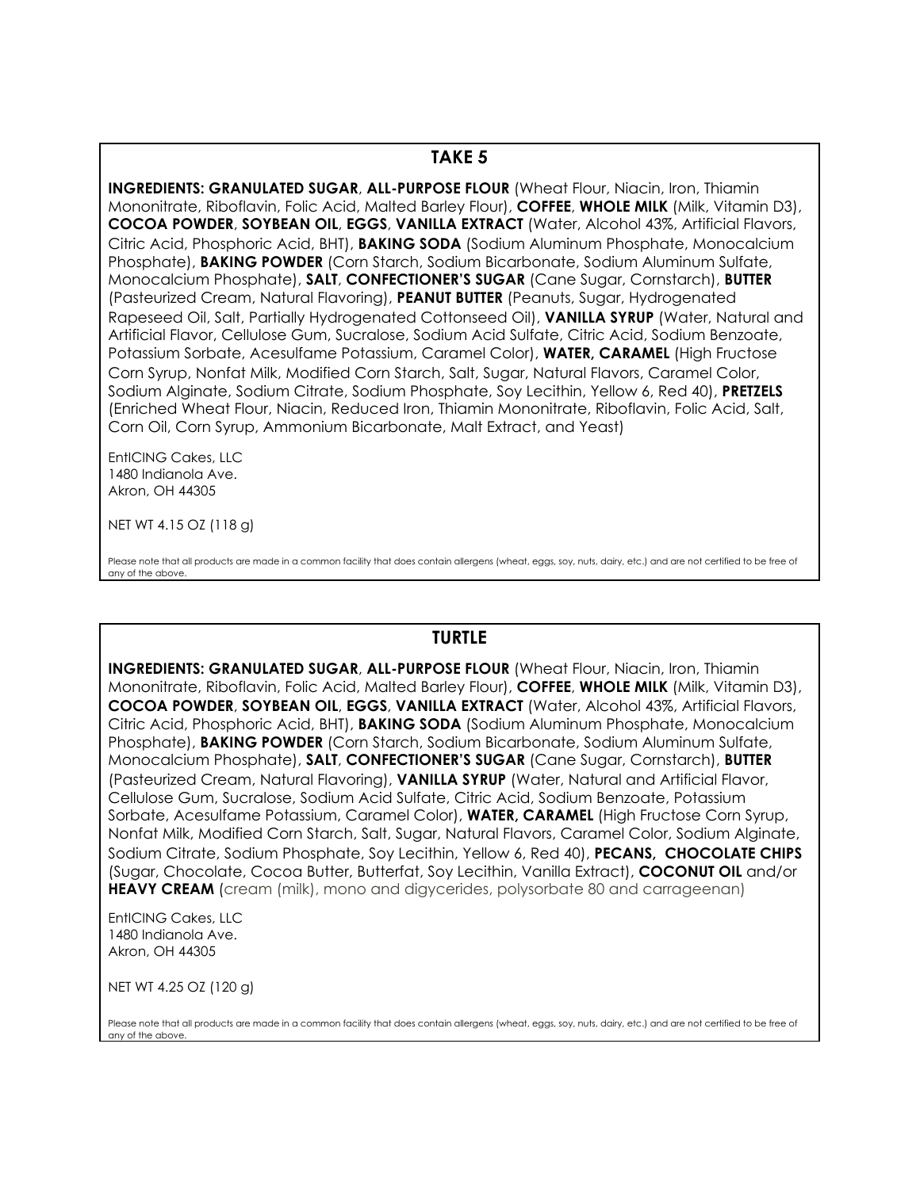## TAKE 5

**INGREDIENTS: GRANULATED SUGAR**, **ALL-PURPOSE FLOUR** (Wheat Flour, Niacin, Iron, Thiamin Mononitrate, Riboflavin, Folic Acid, Malted Barley Flour), **COFFEE**, **WHOLE MILK** (Milk, Vitamin D3), **COCOA POWDER**, **SOYBEAN OIL**, **EGGS**, **VANILLA EXTRACT** (Water, Alcohol 43%, Artificial Flavors, Citric Acid, Phosphoric Acid, BHT), **BAKING SODA** (Sodium Aluminum Phosphate, Monocalcium Phosphate), **BAKING POWDER** (Corn Starch, Sodium Bicarbonate, Sodium Aluminum Sulfate, Monocalcium Phosphate), **SALT**, **CONFECTIONER'S SUGAR** (Cane Sugar, Cornstarch), **BUTTER** (Pasteurized Cream, Natural Flavoring), **PEANUT BUTTER** (Peanuts, Sugar, Hydrogenated Rapeseed Oil, Salt, Partially Hydrogenated Cottonseed Oil), **VANILLA SYRUP** (Water, Natural and Artificial Flavor, Cellulose Gum, Sucralose, Sodium Acid Sulfate, Citric Acid, Sodium Benzoate, Potassium Sorbate, Acesulfame Potassium, Caramel Color), **WATER, CARAMEL** (High Fructose Corn Syrup, Nonfat Milk, Modified Corn Starch, Salt, Sugar, Natural Flavors, Caramel Color, Sodium Alginate, Sodium Citrate, Sodium Phosphate, Soy Lecithin, Yellow 6, Red 40), **PRETZELS** (Enriched Wheat Flour, Niacin, Reduced Iron, Thiamin Mononitrate, Riboflavin, Folic Acid, Salt, Corn Oil, Corn Syrup, Ammonium Bicarbonate, Malt Extract, and Yeast)

EntICING Cakes, LLC
1480 Indianola Ave.
Akron, OH 44305

NET WT 4.15 OZ (118 g)

Please note that all products are made in a common facility that does contain allergens (wheat, eggs, soy, nuts, dairy, etc.) and are not certified to be free of any of the above.

## TURTLE

**INGREDIENTS: GRANULATED SUGAR**, **ALL-PURPOSE FLOUR** (Wheat Flour, Niacin, Iron, Thiamin Mononitrate, Riboflavin, Folic Acid, Malted Barley Flour), **COFFEE**, **WHOLE MILK** (Milk, Vitamin D3), **COCOA POWDER**, **SOYBEAN OIL**, **EGGS**, **VANILLA EXTRACT** (Water, Alcohol 43%, Artificial Flavors, Citric Acid, Phosphoric Acid, BHT), **BAKING SODA** (Sodium Aluminum Phosphate, Monocalcium Phosphate), **BAKING POWDER** (Corn Starch, Sodium Bicarbonate, Sodium Aluminum Sulfate, Monocalcium Phosphate), **SALT**, **CONFECTIONER'S SUGAR** (Cane Sugar, Cornstarch), **BUTTER** (Pasteurized Cream, Natural Flavoring), **VANILLA SYRUP** (Water, Natural and Artificial Flavor, Cellulose Gum, Sucralose, Sodium Acid Sulfate, Citric Acid, Sodium Benzoate, Potassium Sorbate, Acesulfame Potassium, Caramel Color), **WATER, CARAMEL** (High Fructose Corn Syrup, Nonfat Milk, Modified Corn Starch, Salt, Sugar, Natural Flavors, Caramel Color, Sodium Alginate, Sodium Citrate, Sodium Phosphate, Soy Lecithin, Yellow 6, Red 40), **PECANS, CHOCOLATE CHIPS** (Sugar, Chocolate, Cocoa Butter, Butterfat, Soy Lecithin, Vanilla Extract), **COCONUT OIL** and/or **HEAVY CREAM** (cream (milk), mono and digycerides, polysorbate 80 and carrageenan)

EntICING Cakes, LLC
1480 Indianola Ave.
Akron, OH 44305

NET WT 4.25 OZ (120 g)

Please note that all products are made in a common facility that does contain allergens (wheat, eggs, soy, nuts, dairy, etc.) and are not certified to be free of any of the above.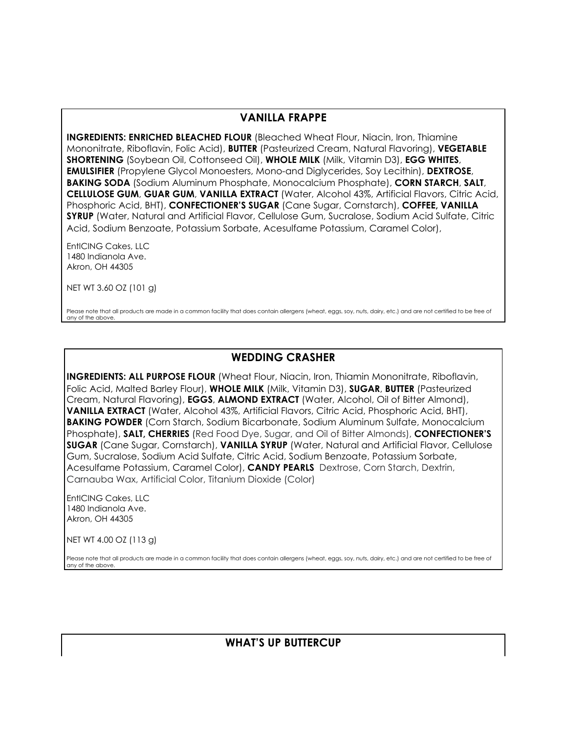## VANILLA FRAPPE

**INGREDIENTS: ENRICHED BLEACHED FLOUR** (Bleached Wheat Flour, Niacin, Iron, Thiamine Mononitrate, Riboflavin, Folic Acid), **BUTTER** (Pasteurized Cream, Natural Flavoring), **VEGETABLE SHORTENING** (Soybean Oil, Cottonseed Oil), **WHOLE MILK** (Milk, Vitamin D3), **EGG WHITES**, **EMULSIFIER** (Propylene Glycol Monoesters, Mono-and Diglycerides, Soy Lecithin), **DEXTROSE**, **BAKING SODA** (Sodium Aluminum Phosphate, Monocalcium Phosphate), **CORN STARCH**, **SALT**, **CELLULOSE GUM**, **GUAR GUM**, **VANILLA EXTRACT** (Water, Alcohol 43%, Artificial Flavors, Citric Acid, Phosphoric Acid, BHT), **CONFECTIONER'S SUGAR** (Cane Sugar, Cornstarch), **COFFEE, VANILLA SYRUP** (Water, Natural and Artificial Flavor, Cellulose Gum, Sucralose, Sodium Acid Sulfate, Citric Acid, Sodium Benzoate, Potassium Sorbate, Acesulfame Potassium, Caramel Color),

EntICING Cakes, LLC
1480 Indianola Ave.
Akron, OH 44305

NET WT 3.60 OZ (101 g)

Please note that all products are made in a common facility that does contain allergens (wheat, eggs, soy, nuts, dairy, etc.) and are not certified to be free of any of the above.

## WEDDING CRASHER

**INGREDIENTS: ALL PURPOSE FLOUR** (Wheat Flour, Niacin, Iron, Thiamin Mononitrate, Riboflavin, Folic Acid, Malted Barley Flour), **WHOLE MILK** (Milk, Vitamin D3), **SUGAR**, **BUTTER** (Pasteurized Cream, Natural Flavoring), **EGGS**, **ALMOND EXTRACT** (Water, Alcohol, Oil of Bitter Almond), **VANILLA EXTRACT** (Water, Alcohol 43%, Artificial Flavors, Citric Acid, Phosphoric Acid, BHT), **BAKING POWDER** (Corn Starch, Sodium Bicarbonate, Sodium Aluminum Sulfate, Monocalcium Phosphate), **SALT, CHERRIES** (Red Food Dye, Sugar, and Oil of Bitter Almonds), **CONFECTIONER'S SUGAR** (Cane Sugar, Cornstarch), **VANILLA SYRUP** (Water, Natural and Artificial Flavor, Cellulose Gum, Sucralose, Sodium Acid Sulfate, Citric Acid, Sodium Benzoate, Potassium Sorbate, Acesulfame Potassium, Caramel Color), **CANDY PEARLS** Dextrose, Corn Starch, Dextrin, Carnauba Wax, Artificial Color, Titanium Dioxide (Color)

EntICING Cakes, LLC
1480 Indianola Ave.
Akron, OH 44305

NET WT 4.00 OZ (113 g)

Please note that all products are made in a common facility that does contain allergens (wheat, eggs, soy, nuts, dairy, etc.) and are not certified to be free of any of the above.

## WHAT'S UP BUTTERCUP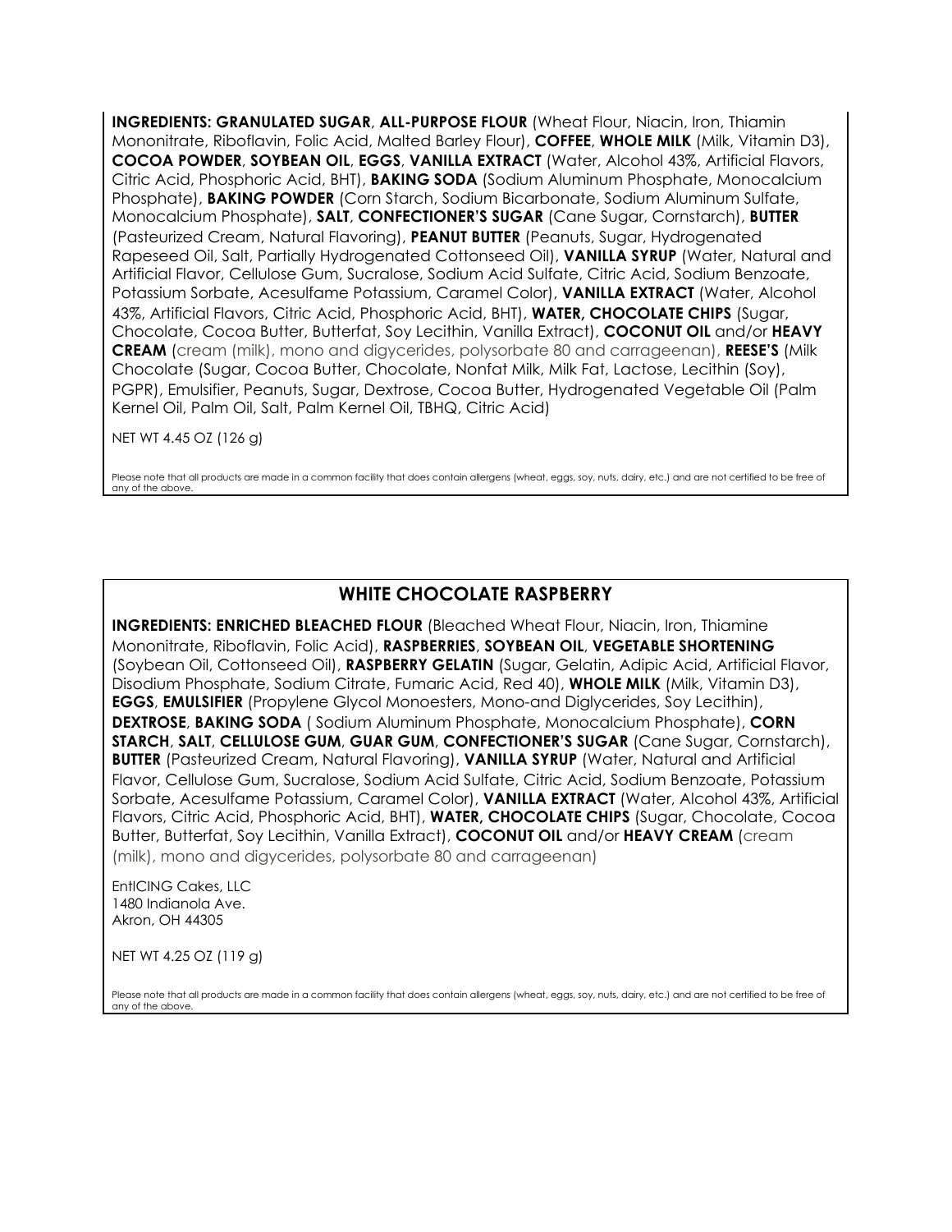**INGREDIENTS: GRANULATED SUGAR**, **ALL-PURPOSE FLOUR** (Wheat Flour, Niacin, Iron, Thiamin Mononitrate, Riboflavin, Folic Acid, Malted Barley Flour), **COFFEE**, **WHOLE MILK** (Milk, Vitamin D3), **COCOA POWDER**, **SOYBEAN OIL**, **EGGS**, **VANILLA EXTRACT** (Water, Alcohol 43%, Artificial Flavors, Citric Acid, Phosphoric Acid, BHT), **BAKING SODA** (Sodium Aluminum Phosphate, Monocalcium Phosphate), **BAKING POWDER** (Corn Starch, Sodium Bicarbonate, Sodium Aluminum Sulfate, Monocalcium Phosphate), **SALT**, **CONFECTIONER'S SUGAR** (Cane Sugar, Cornstarch), **BUTTER** (Pasteurized Cream, Natural Flavoring), **PEANUT BUTTER** (Peanuts, Sugar, Hydrogenated Rapeseed Oil, Salt, Partially Hydrogenated Cottonseed Oil), **VANILLA SYRUP** (Water, Natural and Artificial Flavor, Cellulose Gum, Sucralose, Sodium Acid Sulfate, Citric Acid, Sodium Benzoate, Potassium Sorbate, Acesulfame Potassium, Caramel Color), **VANILLA EXTRACT** (Water, Alcohol 43%, Artificial Flavors, Citric Acid, Phosphoric Acid, BHT), **WATER, CHOCOLATE CHIPS** (Sugar, Chocolate, Cocoa Butter, Butterfat, Soy Lecithin, Vanilla Extract), **COCONUT OIL** and/or **HEAVY CREAM** (cream (milk), mono and digycerides, polysorbate 80 and carrageenan), **REESE'S** (Milk Chocolate (Sugar, Cocoa Butter, Chocolate, Nonfat Milk, Milk Fat, Lactose, Lecithin (Soy), PGPR), Emulsifier, Peanuts, Sugar, Dextrose, Cocoa Butter, Hydrogenated Vegetable Oil (Palm Kernel Oil, Palm Oil, Salt, Palm Kernel Oil, TBHQ, Citric Acid)

NET WT 4.45 OZ (126 g)

Please note that all products are made in a common facility that does contain allergens (wheat, eggs, soy, nuts, dairy, etc.) and are not certified to be free of any of the above.

## WHITE CHOCOLATE RASPBERRY

**INGREDIENTS: ENRICHED BLEACHED FLOUR** (Bleached Wheat Flour, Niacin, Iron, Thiamine Mononitrate, Riboflavin, Folic Acid), **RASPBERRIES**, **SOYBEAN OIL**, **VEGETABLE SHORTENING** (Soybean Oil, Cottonseed Oil), **RASPBERRY GELATIN** (Sugar, Gelatin, Adipic Acid, Artificial Flavor, Disodium Phosphate, Sodium Citrate, Fumaric Acid, Red 40), **WHOLE MILK** (Milk, Vitamin D3), **EGGS**, **EMULSIFIER** (Propylene Glycol Monoesters, Mono-and Diglycerides, Soy Lecithin), **DEXTROSE**, **BAKING SODA** ( Sodium Aluminum Phosphate, Monocalcium Phosphate), **CORN STARCH**, **SALT**, **CELLULOSE GUM**, **GUAR GUM**, **CONFECTIONER'S SUGAR** (Cane Sugar, Cornstarch), **BUTTER** (Pasteurized Cream, Natural Flavoring), **VANILLA SYRUP** (Water, Natural and Artificial Flavor, Cellulose Gum, Sucralose, Sodium Acid Sulfate, Citric Acid, Sodium Benzoate, Potassium Sorbate, Acesulfame Potassium, Caramel Color), **VANILLA EXTRACT** (Water, Alcohol 43%, Artificial Flavors, Citric Acid, Phosphoric Acid, BHT), **WATER, CHOCOLATE CHIPS** (Sugar, Chocolate, Cocoa Butter, Butterfat, Soy Lecithin, Vanilla Extract), **COCONUT OIL** and/or **HEAVY CREAM** (cream (milk), mono and digycerides, polysorbate 80 and carrageenan)

EntICING Cakes, LLC
1480 Indianola Ave.
Akron, OH 44305

NET WT 4.25 OZ (119 g)

Please note that all products are made in a common facility that does contain allergens (wheat, eggs, soy, nuts, dairy, etc.) and are not certified to be free of any of the above.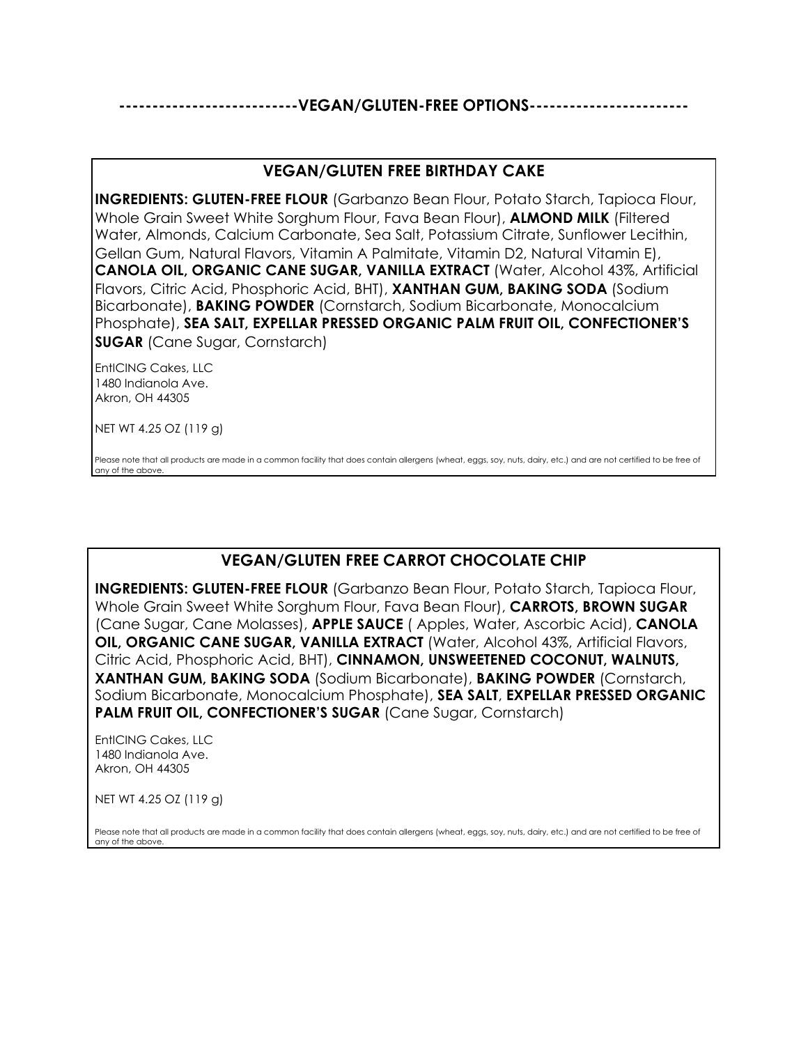## --------------------------VEGAN/GLUTEN-FREE OPTIONS-----------------------

### VEGAN/GLUTEN FREE BIRTHDAY CAKE

**INGREDIENTS: GLUTEN-FREE FLOUR** (Garbanzo Bean Flour, Potato Starch, Tapioca Flour, Whole Grain Sweet White Sorghum Flour, Fava Bean Flour), **ALMOND MILK** (Filtered Water, Almonds, Calcium Carbonate, Sea Salt, Potassium Citrate, Sunflower Lecithin, Gellan Gum, Natural Flavors, Vitamin A Palmitate, Vitamin D2, Natural Vitamin E), **CANOLA OIL, ORGANIC CANE SUGAR, VANILLA EXTRACT** (Water, Alcohol 43%, Artificial Flavors, Citric Acid, Phosphoric Acid, BHT), **XANTHAN GUM, BAKING SODA** (Sodium Bicarbonate), **BAKING POWDER** (Cornstarch, Sodium Bicarbonate, Monocalcium Phosphate), **SEA SALT, EXPELLAR PRESSED ORGANIC PALM FRUIT OIL, CONFECTIONER'S SUGAR** (Cane Sugar, Cornstarch)

EntICING Cakes, LLC
1480 Indianola Ave.
Akron, OH 44305

NET WT 4.25 OZ (119 g)

Please note that all products are made in a common facility that does contain allergens (wheat, eggs, soy, nuts, dairy, etc.) and are not certified to be free of any of the above.

### VEGAN/GLUTEN FREE CARROT CHOCOLATE CHIP

**INGREDIENTS: GLUTEN-FREE FLOUR** (Garbanzo Bean Flour, Potato Starch, Tapioca Flour, Whole Grain Sweet White Sorghum Flour, Fava Bean Flour), **CARROTS, BROWN SUGAR** (Cane Sugar, Cane Molasses), **APPLE SAUCE** ( Apples, Water, Ascorbic Acid), **CANOLA OIL, ORGANIC CANE SUGAR, VANILLA EXTRACT** (Water, Alcohol 43%, Artificial Flavors, Citric Acid, Phosphoric Acid, BHT), **CINNAMON, UNSWEETENED COCONUT, WALNUTS, XANTHAN GUM, BAKING SODA** (Sodium Bicarbonate), **BAKING POWDER** (Cornstarch, Sodium Bicarbonate, Monocalcium Phosphate), **SEA SALT**, **EXPELLAR PRESSED ORGANIC PALM FRUIT OIL, CONFECTIONER'S SUGAR** (Cane Sugar, Cornstarch)

EntICING Cakes, LLC
1480 Indianola Ave.
Akron, OH 44305

NET WT 4.25 OZ (119 g)

Please note that all products are made in a common facility that does contain allergens (wheat, eggs, soy, nuts, dairy, etc.) and are not certified to be free of any of the above.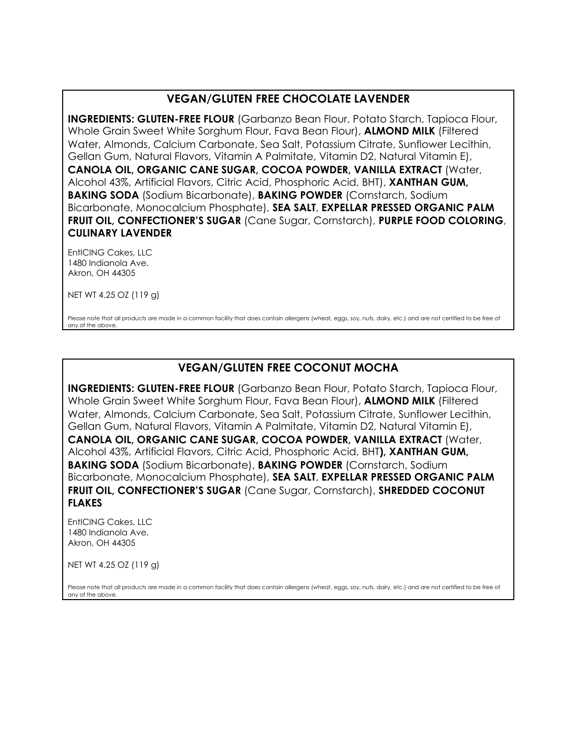## VEGAN/GLUTEN FREE CHOCOLATE LAVENDER

**INGREDIENTS: GLUTEN-FREE FLOUR** (Garbanzo Bean Flour, Potato Starch, Tapioca Flour, Whole Grain Sweet White Sorghum Flour, Fava Bean Flour), **ALMOND MILK** (Filtered Water, Almonds, Calcium Carbonate, Sea Salt, Potassium Citrate, Sunflower Lecithin, Gellan Gum, Natural Flavors, Vitamin A Palmitate, Vitamin D2, Natural Vitamin E), **CANOLA OIL, ORGANIC CANE SUGAR, COCOA POWDER, VANILLA EXTRACT** (Water, Alcohol 43%, Artificial Flavors, Citric Acid, Phosphoric Acid, BHT), **XANTHAN GUM, BAKING SODA** (Sodium Bicarbonate), **BAKING POWDER** (Cornstarch, Sodium Bicarbonate, Monocalcium Phosphate), **SEA SALT**, **EXPELLAR PRESSED ORGANIC PALM FRUIT OIL, CONFECTIONER'S SUGAR** (Cane Sugar, Cornstarch), **PURPLE FOOD COLORING**, **CULINARY LAVENDER**

EntICING Cakes, LLC
1480 Indianola Ave.
Akron, OH 44305

NET WT 4.25 OZ (119 g)

Please note that all products are made in a common facility that does contain allergens (wheat, eggs, soy, nuts, dairy, etc.) and are not certified to be free of any of the above.

## VEGAN/GLUTEN FREE COCONUT MOCHA

**INGREDIENTS: GLUTEN-FREE FLOUR** (Garbanzo Bean Flour, Potato Starch, Tapioca Flour, Whole Grain Sweet White Sorghum Flour, Fava Bean Flour), **ALMOND MILK** (Filtered Water, Almonds, Calcium Carbonate, Sea Salt, Potassium Citrate, Sunflower Lecithin, Gellan Gum, Natural Flavors, Vitamin A Palmitate, Vitamin D2, Natural Vitamin E), **CANOLA OIL, ORGANIC CANE SUGAR, COCOA POWDER, VANILLA EXTRACT** (Water, Alcohol 43%, Artificial Flavors, Citric Acid, Phosphoric Acid, BHT**), XANTHAN GUM, BAKING SODA** (Sodium Bicarbonate), **BAKING POWDER** (Cornstarch, Sodium Bicarbonate, Monocalcium Phosphate), **SEA SALT**, **EXPELLAR PRESSED ORGANIC PALM FRUIT OIL, CONFECTIONER'S SUGAR** (Cane Sugar, Cornstarch), **SHREDDED COCONUT FLAKES**

EntICING Cakes, LLC
1480 Indianola Ave.
Akron, OH 44305

NET WT 4.25 OZ (119 g)

Please note that all products are made in a common facility that does contain allergens (wheat, eggs, soy, nuts, dairy, etc.) and are not certified to be free of any of the above.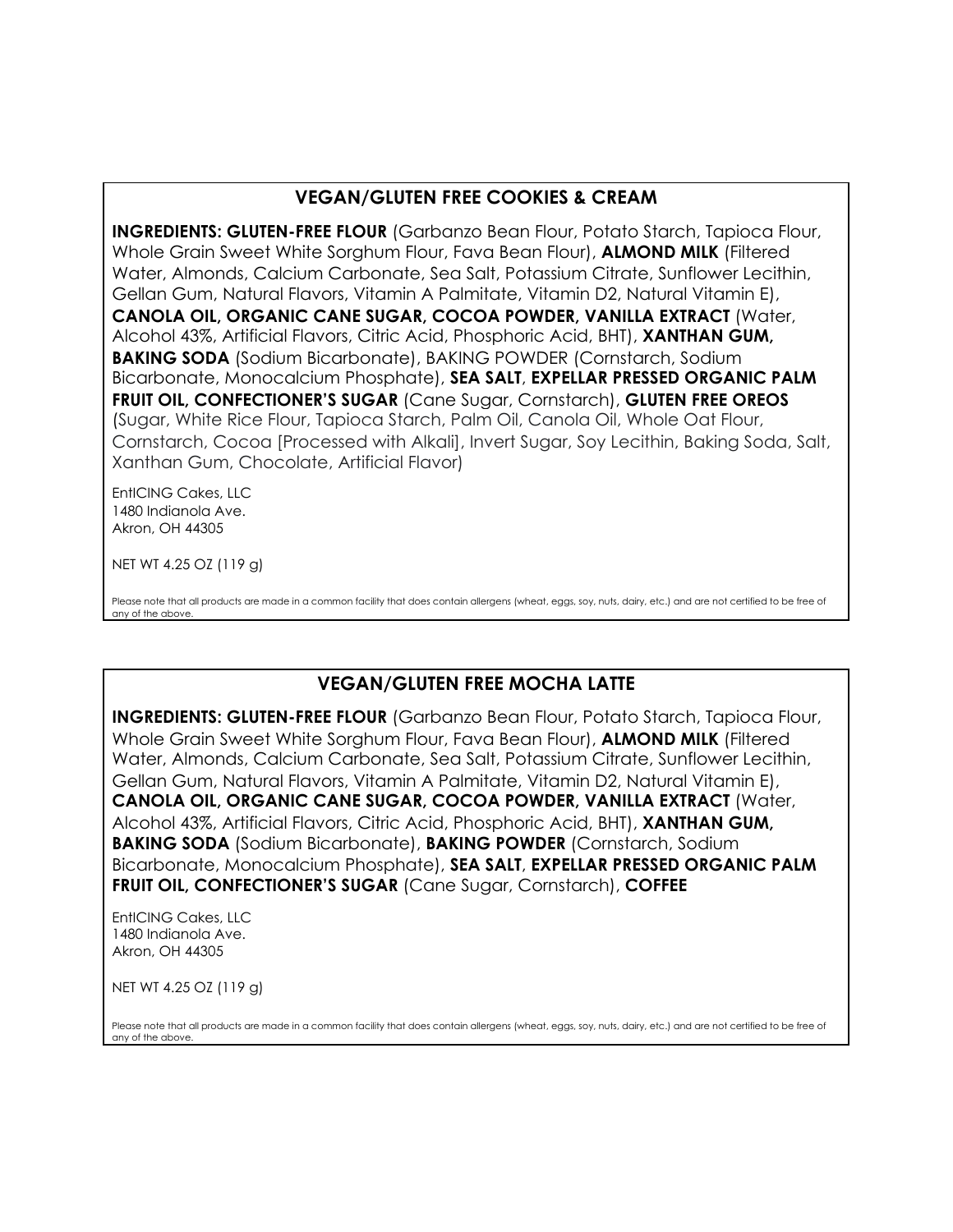## VEGAN/GLUTEN FREE COOKIES & CREAM

**INGREDIENTS: GLUTEN-FREE FLOUR** (Garbanzo Bean Flour, Potato Starch, Tapioca Flour, Whole Grain Sweet White Sorghum Flour, Fava Bean Flour), **ALMOND MILK** (Filtered Water, Almonds, Calcium Carbonate, Sea Salt, Potassium Citrate, Sunflower Lecithin, Gellan Gum, Natural Flavors, Vitamin A Palmitate, Vitamin D2, Natural Vitamin E), **CANOLA OIL, ORGANIC CANE SUGAR, COCOA POWDER, VANILLA EXTRACT** (Water, Alcohol 43%, Artificial Flavors, Citric Acid, Phosphoric Acid, BHT), **XANTHAN GUM, BAKING SODA** (Sodium Bicarbonate), BAKING POWDER (Cornstarch, Sodium Bicarbonate, Monocalcium Phosphate), **SEA SALT**, **EXPELLAR PRESSED ORGANIC PALM FRUIT OIL, CONFECTIONER'S SUGAR** (Cane Sugar, Cornstarch), **GLUTEN FREE OREOS** (Sugar, White Rice Flour, Tapioca Starch, Palm Oil, Canola Oil, Whole Oat Flour, Cornstarch, Cocoa [Processed with Alkali], Invert Sugar, Soy Lecithin, Baking Soda, Salt, Xanthan Gum, Chocolate, Artificial Flavor)

EntICING Cakes, LLC
1480 Indianola Ave.
Akron, OH 44305

NET WT 4.25 OZ (119 g)

Please note that all products are made in a common facility that does contain allergens (wheat, eggs, soy, nuts, dairy, etc.) and are not certified to be free of any of the above.

## VEGAN/GLUTEN FREE MOCHA LATTE

**INGREDIENTS: GLUTEN-FREE FLOUR** (Garbanzo Bean Flour, Potato Starch, Tapioca Flour, Whole Grain Sweet White Sorghum Flour, Fava Bean Flour), **ALMOND MILK** (Filtered Water, Almonds, Calcium Carbonate, Sea Salt, Potassium Citrate, Sunflower Lecithin, Gellan Gum, Natural Flavors, Vitamin A Palmitate, Vitamin D2, Natural Vitamin E), **CANOLA OIL, ORGANIC CANE SUGAR, COCOA POWDER, VANILLA EXTRACT** (Water, Alcohol 43%, Artificial Flavors, Citric Acid, Phosphoric Acid, BHT), **XANTHAN GUM, BAKING SODA** (Sodium Bicarbonate), **BAKING POWDER** (Cornstarch, Sodium Bicarbonate, Monocalcium Phosphate), **SEA SALT**, **EXPELLAR PRESSED ORGANIC PALM FRUIT OIL, CONFECTIONER'S SUGAR** (Cane Sugar, Cornstarch), **COFFEE**

EntICING Cakes, LLC
1480 Indianola Ave.
Akron, OH 44305

NET WT 4.25 OZ (119 g)

Please note that all products are made in a common facility that does contain allergens (wheat, eggs, soy, nuts, dairy, etc.) and are not certified to be free of any of the above.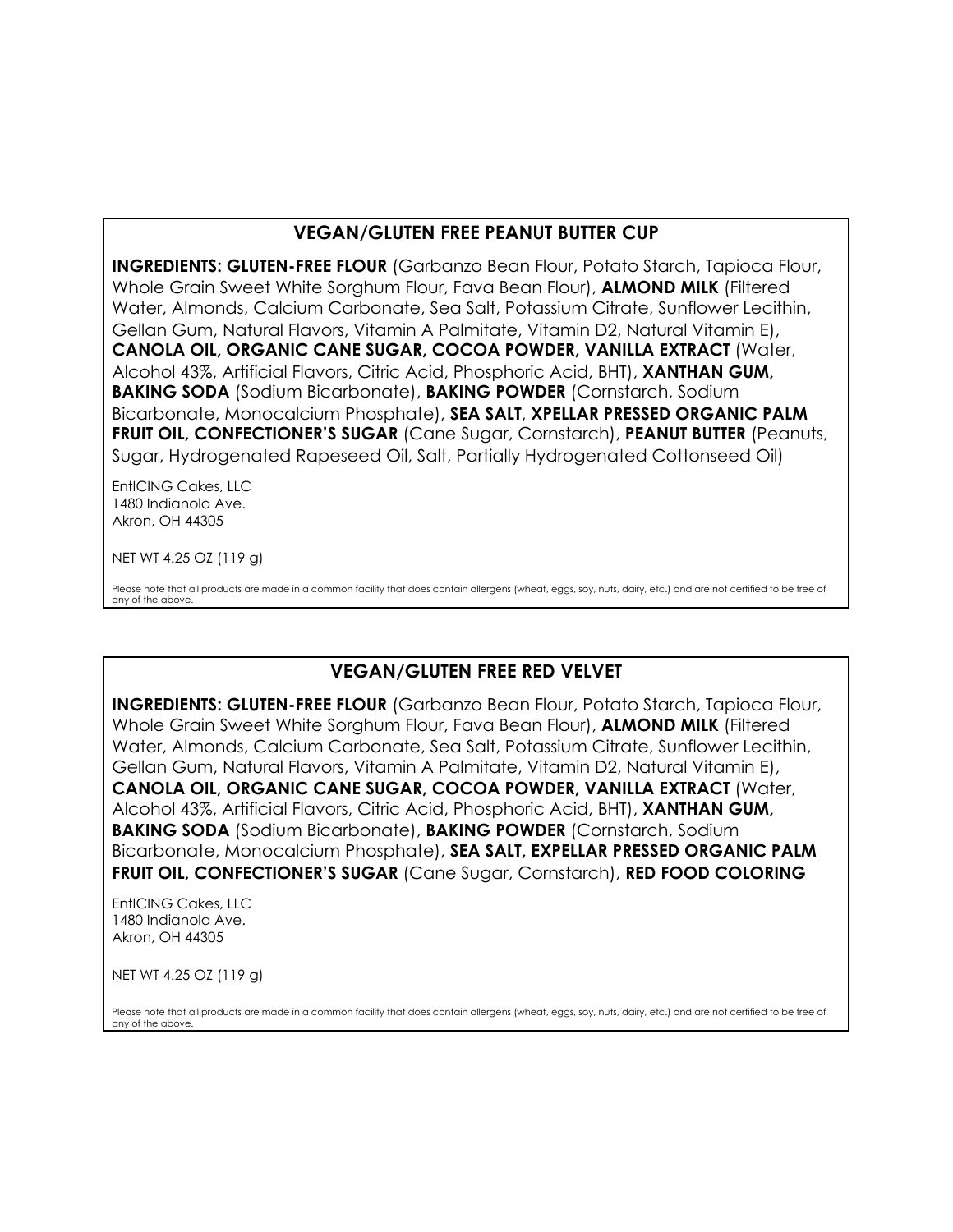## VEGAN/GLUTEN FREE PEANUT BUTTER CUP

**INGREDIENTS: GLUTEN-FREE FLOUR** (Garbanzo Bean Flour, Potato Starch, Tapioca Flour, Whole Grain Sweet White Sorghum Flour, Fava Bean Flour), **ALMOND MILK** (Filtered Water, Almonds, Calcium Carbonate, Sea Salt, Potassium Citrate, Sunflower Lecithin, Gellan Gum, Natural Flavors, Vitamin A Palmitate, Vitamin D2, Natural Vitamin E), **CANOLA OIL, ORGANIC CANE SUGAR, COCOA POWDER, VANILLA EXTRACT** (Water, Alcohol 43%, Artificial Flavors, Citric Acid, Phosphoric Acid, BHT), **XANTHAN GUM, BAKING SODA** (Sodium Bicarbonate), **BAKING POWDER** (Cornstarch, Sodium Bicarbonate, Monocalcium Phosphate), **SEA SALT**, **XPELLAR PRESSED ORGANIC PALM FRUIT OIL, CONFECTIONER'S SUGAR** (Cane Sugar, Cornstarch), **PEANUT BUTTER** (Peanuts, Sugar, Hydrogenated Rapeseed Oil, Salt, Partially Hydrogenated Cottonseed Oil)

EntICING Cakes, LLC
1480 Indianola Ave.
Akron, OH 44305

NET WT 4.25 OZ (119 g)

Please note that all products are made in a common facility that does contain allergens (wheat, eggs, soy, nuts, dairy, etc.) and are not certified to be free of any of the above.

## VEGAN/GLUTEN FREE RED VELVET

**INGREDIENTS: GLUTEN-FREE FLOUR** (Garbanzo Bean Flour, Potato Starch, Tapioca Flour, Whole Grain Sweet White Sorghum Flour, Fava Bean Flour), **ALMOND MILK** (Filtered Water, Almonds, Calcium Carbonate, Sea Salt, Potassium Citrate, Sunflower Lecithin, Gellan Gum, Natural Flavors, Vitamin A Palmitate, Vitamin D2, Natural Vitamin E), **CANOLA OIL, ORGANIC CANE SUGAR, COCOA POWDER, VANILLA EXTRACT** (Water, Alcohol 43%, Artificial Flavors, Citric Acid, Phosphoric Acid, BHT), **XANTHAN GUM, BAKING SODA** (Sodium Bicarbonate), **BAKING POWDER** (Cornstarch, Sodium Bicarbonate, Monocalcium Phosphate), **SEA SALT, EXPELLAR PRESSED ORGANIC PALM FRUIT OIL, CONFECTIONER'S SUGAR** (Cane Sugar, Cornstarch), **RED FOOD COLORING**

EntICING Cakes, LLC
1480 Indianola Ave.
Akron, OH 44305

NET WT 4.25 OZ (119 g)

Please note that all products are made in a common facility that does contain allergens (wheat, eggs, soy, nuts, dairy, etc.) and are not certified to be free of any of the above.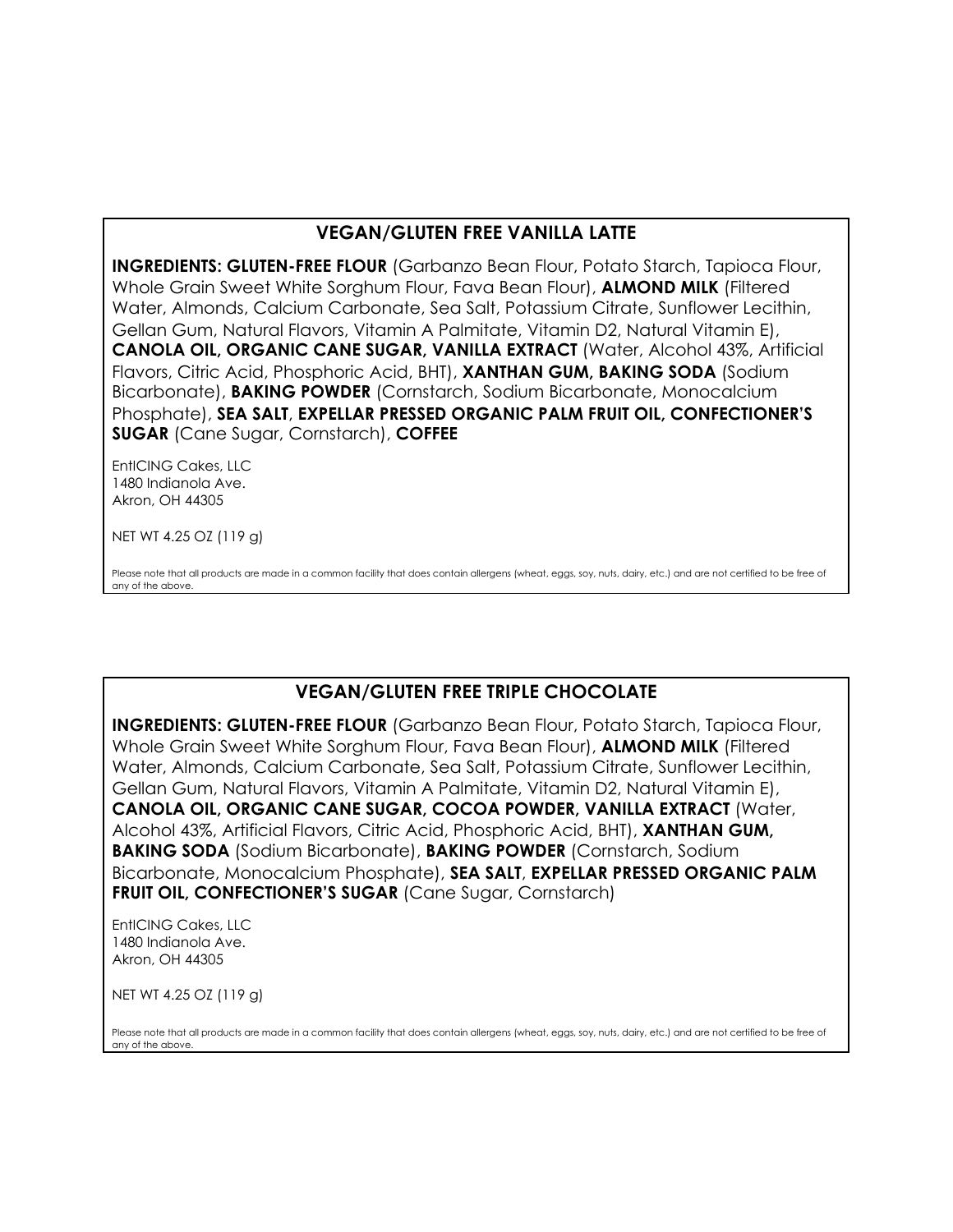## VEGAN/GLUTEN FREE VANILLA LATTE

**INGREDIENTS: GLUTEN-FREE FLOUR** (Garbanzo Bean Flour, Potato Starch, Tapioca Flour, Whole Grain Sweet White Sorghum Flour, Fava Bean Flour), **ALMOND MILK** (Filtered Water, Almonds, Calcium Carbonate, Sea Salt, Potassium Citrate, Sunflower Lecithin, Gellan Gum, Natural Flavors, Vitamin A Palmitate, Vitamin D2, Natural Vitamin E), **CANOLA OIL, ORGANIC CANE SUGAR, VANILLA EXTRACT** (Water, Alcohol 43%, Artificial Flavors, Citric Acid, Phosphoric Acid, BHT), **XANTHAN GUM, BAKING SODA** (Sodium Bicarbonate), **BAKING POWDER** (Cornstarch, Sodium Bicarbonate, Monocalcium Phosphate), **SEA SALT**, **EXPELLAR PRESSED ORGANIC PALM FRUIT OIL, CONFECTIONER'S SUGAR** (Cane Sugar, Cornstarch), **COFFEE**

EntICING Cakes, LLC
1480 Indianola Ave.
Akron, OH 44305

NET WT 4.25 OZ (119 g)

Please note that all products are made in a common facility that does contain allergens (wheat, eggs, soy, nuts, dairy, etc.) and are not certified to be free of any of the above.

## VEGAN/GLUTEN FREE TRIPLE CHOCOLATE

**INGREDIENTS: GLUTEN-FREE FLOUR** (Garbanzo Bean Flour, Potato Starch, Tapioca Flour, Whole Grain Sweet White Sorghum Flour, Fava Bean Flour), **ALMOND MILK** (Filtered Water, Almonds, Calcium Carbonate, Sea Salt, Potassium Citrate, Sunflower Lecithin, Gellan Gum, Natural Flavors, Vitamin A Palmitate, Vitamin D2, Natural Vitamin E), **CANOLA OIL, ORGANIC CANE SUGAR, COCOA POWDER, VANILLA EXTRACT** (Water, Alcohol 43%, Artificial Flavors, Citric Acid, Phosphoric Acid, BHT), **XANTHAN GUM, BAKING SODA** (Sodium Bicarbonate), **BAKING POWDER** (Cornstarch, Sodium Bicarbonate, Monocalcium Phosphate), **SEA SALT**, **EXPELLAR PRESSED ORGANIC PALM FRUIT OIL, CONFECTIONER'S SUGAR** (Cane Sugar, Cornstarch)

EntICING Cakes, LLC
1480 Indianola Ave.
Akron, OH 44305

NET WT 4.25 OZ (119 g)

Please note that all products are made in a common facility that does contain allergens (wheat, eggs, soy, nuts, dairy, etc.) and are not certified to be free of any of the above.